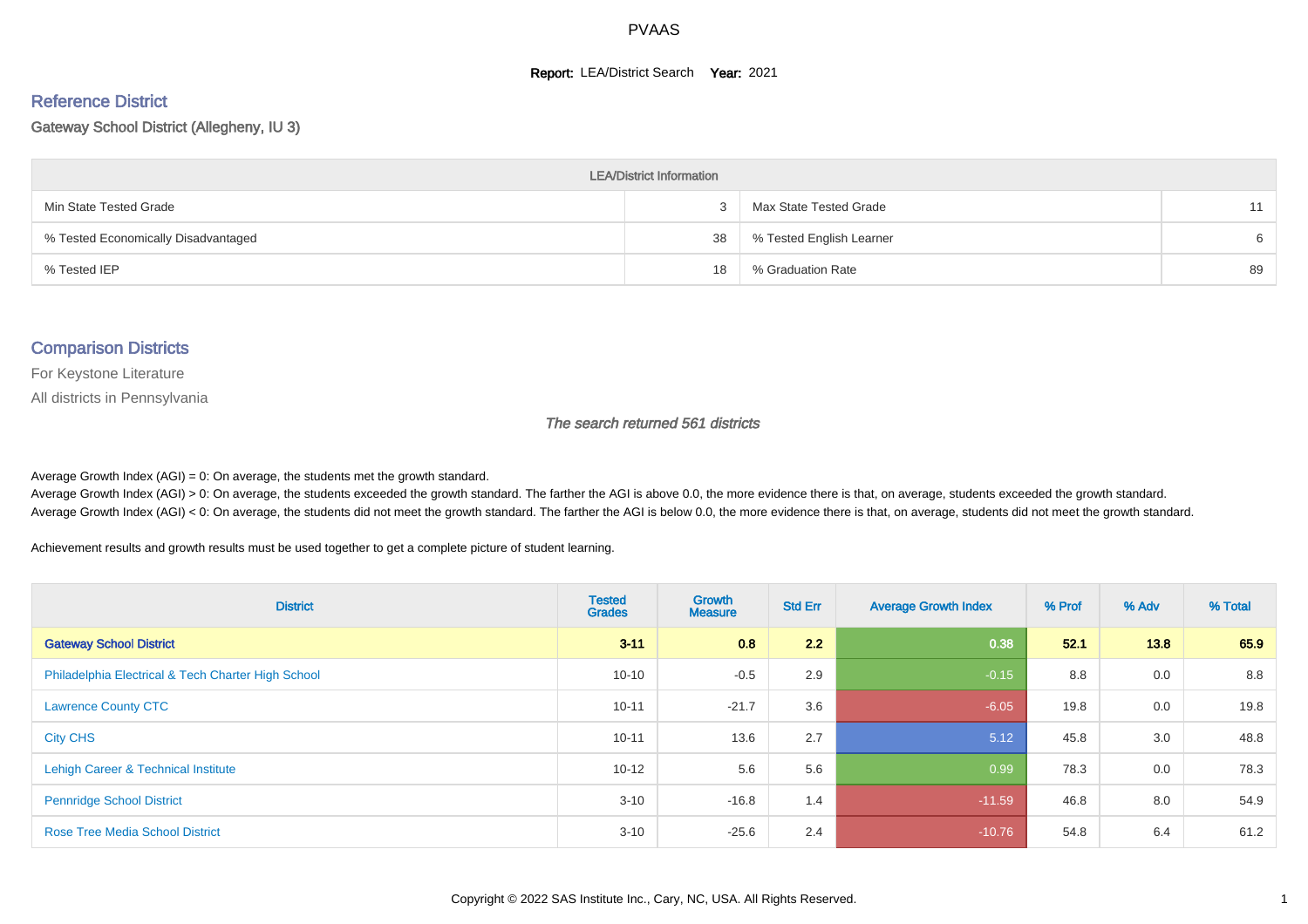# PVAAS

**Report:** LEA/District Search **Year:** 2021

## Reference District

Gateway School District (Allegheny, IU 3)

| LEA/District Information | | | |
|---|---|---|---|
| Min State Tested Grade | 3 | Max State Tested Grade | 11 |
| % Tested Economically Disadvantaged | 38 | % Tested English Learner | 6 |
| % Tested IEP | 18 | % Graduation Rate | 89 |

## Comparison Districts

For Keystone Literature

All districts in Pennsylvania

*The search returned 561 districts*

Average Growth Index (AGI) = 0: On average, the students met the growth standard.
Average Growth Index (AGI) > 0: On average, the students exceeded the growth standard. The farther the AGI is above 0.0, the more evidence there is that, on average, students exceeded the growth standard.
Average Growth Index (AGI) < 0: On average, the students did not meet the growth standard. The farther the AGI is below 0.0, the more evidence there is that, on average, students did not meet the growth standard.

Achievement results and growth results must be used together to get a complete picture of student learning.

| District | Tested Grades | Growth Measure | Std Err | Average Growth Index | % Prof | % Adv | % Total |
|---|---|---|---|---|---|---|---|
| **Gateway School District** | **3-11** | **0.8** | **2.2** | **0.38** | **52.1** | **13.8** | **65.9** |
| Philadelphia Electrical & Tech Charter High School | 10-10 | -0.5 | 2.9 | -0.15 | 8.8 | 0.0 | 8.8 |
| Lawrence County CTC | 10-11 | -21.7 | 3.6 | -6.05 | 19.8 | 0.0 | 19.8 |
| City CHS | 10-11 | 13.6 | 2.7 | 5.12 | 45.8 | 3.0 | 48.8 |
| Lehigh Career & Technical Institute | 10-12 | 5.6 | 5.6 | 0.99 | 78.3 | 0.0 | 78.3 |
| Pennridge School District | 3-10 | -16.8 | 1.4 | -11.59 | 46.8 | 8.0 | 54.9 |
| Rose Tree Media School District | 3-10 | -25.6 | 2.4 | -10.76 | 54.8 | 6.4 | 61.2 |

Copyright © 2022 SAS Institute Inc., Cary, NC, USA. All Rights Reserved.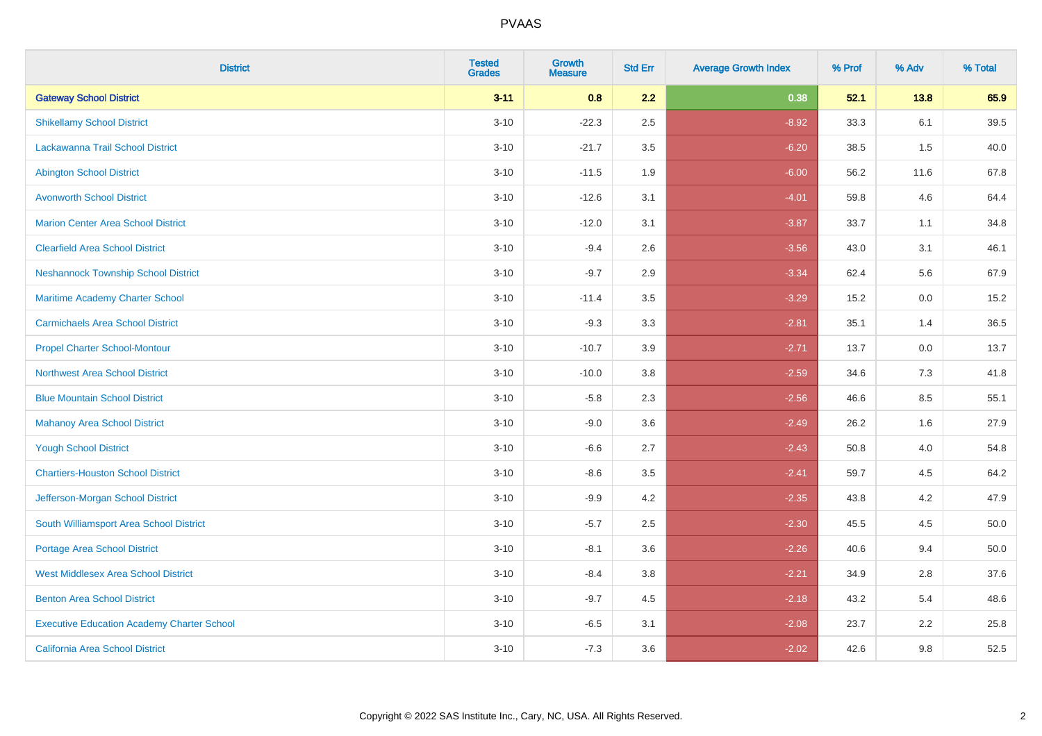PVAAS

| District | Tested Grades | Growth Measure | Std Err | Average Growth Index | % Prof | % Adv | % Total |
|---|---|---|---|---|---|---|---|
| **Gateway School District** | **3-11** | **0.8** | **2.2** | **0.38** | **52.1** | **13.8** | **65.9** |
| Shikellamy School District | 3-10 | -22.3 | 2.5 | -8.92 | 33.3 | 6.1 | 39.5 |
| Lackawanna Trail School District | 3-10 | -21.7 | 3.5 | -6.20 | 38.5 | 1.5 | 40.0 |
| Abington School District | 3-10 | -11.5 | 1.9 | -6.00 | 56.2 | 11.6 | 67.8 |
| Avonworth School District | 3-10 | -12.6 | 3.1 | -4.01 | 59.8 | 4.6 | 64.4 |
| Marion Center Area School District | 3-10 | -12.0 | 3.1 | -3.87 | 33.7 | 1.1 | 34.8 |
| Clearfield Area School District | 3-10 | -9.4 | 2.6 | -3.56 | 43.0 | 3.1 | 46.1 |
| Neshannock Township School District | 3-10 | -9.7 | 2.9 | -3.34 | 62.4 | 5.6 | 67.9 |
| Maritime Academy Charter School | 3-10 | -11.4 | 3.5 | -3.29 | 15.2 | 0.0 | 15.2 |
| Carmichaels Area School District | 3-10 | -9.3 | 3.3 | -2.81 | 35.1 | 1.4 | 36.5 |
| Propel Charter School-Montour | 3-10 | -10.7 | 3.9 | -2.71 | 13.7 | 0.0 | 13.7 |
| Northwest Area School District | 3-10 | -10.0 | 3.8 | -2.59 | 34.6 | 7.3 | 41.8 |
| Blue Mountain School District | 3-10 | -5.8 | 2.3 | -2.56 | 46.6 | 8.5 | 55.1 |
| Mahanoy Area School District | 3-10 | -9.0 | 3.6 | -2.49 | 26.2 | 1.6 | 27.9 |
| Yough School District | 3-10 | -6.6 | 2.7 | -2.43 | 50.8 | 4.0 | 54.8 |
| Chartiers-Houston School District | 3-10 | -8.6 | 3.5 | -2.41 | 59.7 | 4.5 | 64.2 |
| Jefferson-Morgan School District | 3-10 | -9.9 | 4.2 | -2.35 | 43.8 | 4.2 | 47.9 |
| South Williamsport Area School District | 3-10 | -5.7 | 2.5 | -2.30 | 45.5 | 4.5 | 50.0 |
| Portage Area School District | 3-10 | -8.1 | 3.6 | -2.26 | 40.6 | 9.4 | 50.0 |
| West Middlesex Area School District | 3-10 | -8.4 | 3.8 | -2.21 | 34.9 | 2.8 | 37.6 |
| Benton Area School District | 3-10 | -9.7 | 4.5 | -2.18 | 43.2 | 5.4 | 48.6 |
| Executive Education Academy Charter School | 3-10 | -6.5 | 3.1 | -2.08 | 23.7 | 2.2 | 25.8 |
| California Area School District | 3-10 | -7.3 | 3.6 | -2.02 | 42.6 | 9.8 | 52.5 |

Copyright © 2022 SAS Institute Inc., Cary, NC, USA. All Rights Reserved.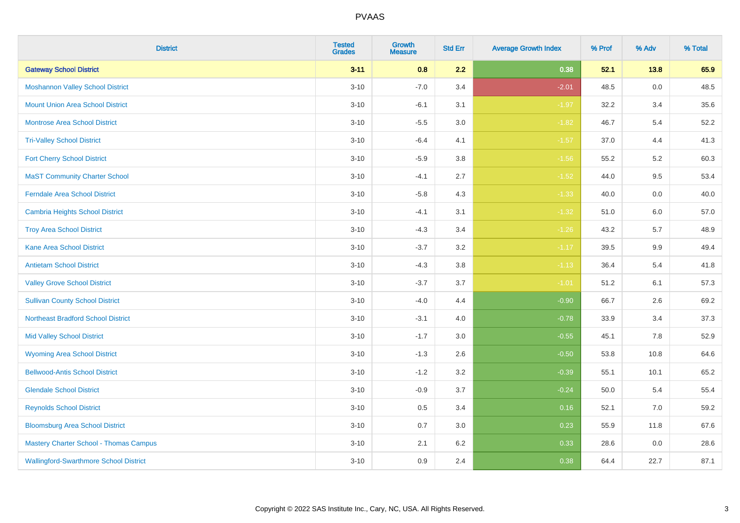# PVAAS

| District | Tested Grades | Growth Measure | Std Err | Average Growth Index | % Prof | % Adv | % Total |
|---|---|---|---|---|---|---|---|
| **Gateway School District** | **3-11** | **0.8** | **2.2** | **0.38** | **52.1** | **13.8** | **65.9** |
| Moshannon Valley School District | 3-10 | -7.0 | 3.4 | -2.01 | 48.5 | 0.0 | 48.5 |
| Mount Union Area School District | 3-10 | -6.1 | 3.1 | -1.97 | 32.2 | 3.4 | 35.6 |
| Montrose Area School District | 3-10 | -5.5 | 3.0 | -1.82 | 46.7 | 5.4 | 52.2 |
| Tri-Valley School District | 3-10 | -6.4 | 4.1 | -1.57 | 37.0 | 4.4 | 41.3 |
| Fort Cherry School District | 3-10 | -5.9 | 3.8 | -1.56 | 55.2 | 5.2 | 60.3 |
| MaST Community Charter School | 3-10 | -4.1 | 2.7 | -1.52 | 44.0 | 9.5 | 53.4 |
| Ferndale Area School District | 3-10 | -5.8 | 4.3 | -1.33 | 40.0 | 0.0 | 40.0 |
| Cambria Heights School District | 3-10 | -4.1 | 3.1 | -1.32 | 51.0 | 6.0 | 57.0 |
| Troy Area School District | 3-10 | -4.3 | 3.4 | -1.26 | 43.2 | 5.7 | 48.9 |
| Kane Area School District | 3-10 | -3.7 | 3.2 | -1.17 | 39.5 | 9.9 | 49.4 |
| Antietam School District | 3-10 | -4.3 | 3.8 | -1.13 | 36.4 | 5.4 | 41.8 |
| Valley Grove School District | 3-10 | -3.7 | 3.7 | -1.01 | 51.2 | 6.1 | 57.3 |
| Sullivan County School District | 3-10 | -4.0 | 4.4 | -0.90 | 66.7 | 2.6 | 69.2 |
| Northeast Bradford School District | 3-10 | -3.1 | 4.0 | -0.78 | 33.9 | 3.4 | 37.3 |
| Mid Valley School District | 3-10 | -1.7 | 3.0 | -0.55 | 45.1 | 7.8 | 52.9 |
| Wyoming Area School District | 3-10 | -1.3 | 2.6 | -0.50 | 53.8 | 10.8 | 64.6 |
| Bellwood-Antis School District | 3-10 | -1.2 | 3.2 | -0.39 | 55.1 | 10.1 | 65.2 |
| Glendale School District | 3-10 | -0.9 | 3.7 | -0.24 | 50.0 | 5.4 | 55.4 |
| Reynolds School District | 3-10 | 0.5 | 3.4 | 0.16 | 52.1 | 7.0 | 59.2 |
| Bloomsburg Area School District | 3-10 | 0.7 | 3.0 | 0.23 | 55.9 | 11.8 | 67.6 |
| Mastery Charter School - Thomas Campus | 3-10 | 2.1 | 6.2 | 0.33 | 28.6 | 0.0 | 28.6 |
| Wallingford-Swarthmore School District | 3-10 | 0.9 | 2.4 | 0.38 | 64.4 | 22.7 | 87.1 |

Copyright © 2022 SAS Institute Inc., Cary, NC, USA. All Rights Reserved.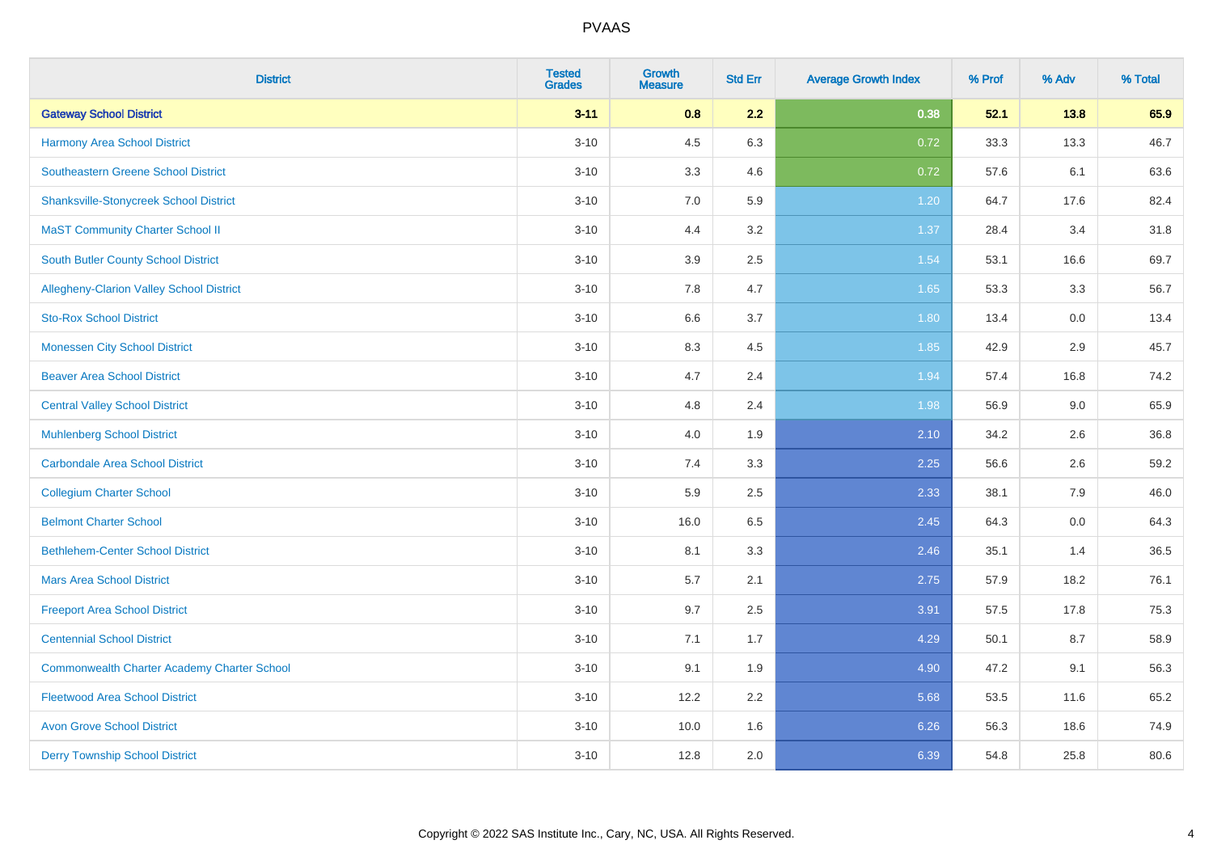# PVAAS

| District | Tested Grades | Growth Measure | Std Err | Average Growth Index | % Prof | % Adv | % Total |
|---|---|---|---|---|---|---|---|
| **Gateway School District** | **3-11** | **0.8** | **2.2** | **0.38** | **52.1** | **13.8** | **65.9** |
| Harmony Area School District | 3-10 | 4.5 | 6.3 | 0.72 | 33.3 | 13.3 | 46.7 |
| Southeastern Greene School District | 3-10 | 3.3 | 4.6 | 0.72 | 57.6 | 6.1 | 63.6 |
| Shanksville-Stonycreek School District | 3-10 | 7.0 | 5.9 | 1.20 | 64.7 | 17.6 | 82.4 |
| MaST Community Charter School II | 3-10 | 4.4 | 3.2 | 1.37 | 28.4 | 3.4 | 31.8 |
| South Butler County School District | 3-10 | 3.9 | 2.5 | 1.54 | 53.1 | 16.6 | 69.7 |
| Allegheny-Clarion Valley School District | 3-10 | 7.8 | 4.7 | 1.65 | 53.3 | 3.3 | 56.7 |
| Sto-Rox School District | 3-10 | 6.6 | 3.7 | 1.80 | 13.4 | 0.0 | 13.4 |
| Monessen City School District | 3-10 | 8.3 | 4.5 | 1.85 | 42.9 | 2.9 | 45.7 |
| Beaver Area School District | 3-10 | 4.7 | 2.4 | 1.94 | 57.4 | 16.8 | 74.2 |
| Central Valley School District | 3-10 | 4.8 | 2.4 | 1.98 | 56.9 | 9.0 | 65.9 |
| Muhlenberg School District | 3-10 | 4.0 | 1.9 | 2.10 | 34.2 | 2.6 | 36.8 |
| Carbondale Area School District | 3-10 | 7.4 | 3.3 | 2.25 | 56.6 | 2.6 | 59.2 |
| Collegium Charter School | 3-10 | 5.9 | 2.5 | 2.33 | 38.1 | 7.9 | 46.0 |
| Belmont Charter School | 3-10 | 16.0 | 6.5 | 2.45 | 64.3 | 0.0 | 64.3 |
| Bethlehem-Center School District | 3-10 | 8.1 | 3.3 | 2.46 | 35.1 | 1.4 | 36.5 |
| Mars Area School District | 3-10 | 5.7 | 2.1 | 2.75 | 57.9 | 18.2 | 76.1 |
| Freeport Area School District | 3-10 | 9.7 | 2.5 | 3.91 | 57.5 | 17.8 | 75.3 |
| Centennial School District | 3-10 | 7.1 | 1.7 | 4.29 | 50.1 | 8.7 | 58.9 |
| Commonwealth Charter Academy Charter School | 3-10 | 9.1 | 1.9 | 4.90 | 47.2 | 9.1 | 56.3 |
| Fleetwood Area School District | 3-10 | 12.2 | 2.2 | 5.68 | 53.5 | 11.6 | 65.2 |
| Avon Grove School District | 3-10 | 10.0 | 1.6 | 6.26 | 56.3 | 18.6 | 74.9 |
| Derry Township School District | 3-10 | 12.8 | 2.0 | 6.39 | 54.8 | 25.8 | 80.6 |

Copyright © 2022 SAS Institute Inc., Cary, NC, USA. All Rights Reserved.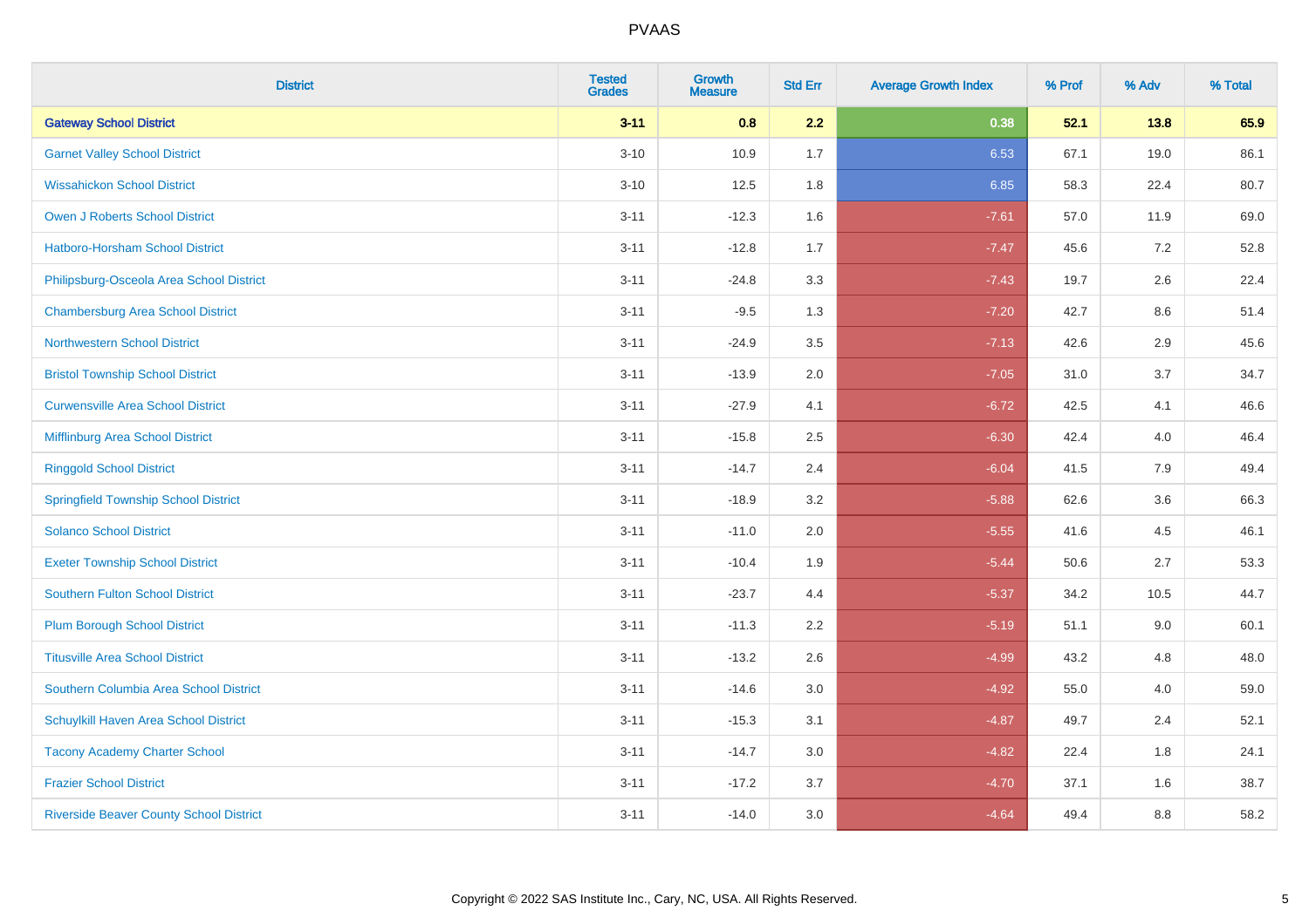| District | Tested Grades | Growth Measure | Std Err | Average Growth Index | % Prof | % Adv | % Total |
|---|---|---|---|---|---|---|---|
| **Gateway School District** | **3-11** | **0.8** | **2.2** | **0.38** | **52.1** | **13.8** | **65.9** |
| Garnet Valley School District | 3-10 | 10.9 | 1.7 | 6.53 | 67.1 | 19.0 | 86.1 |
| Wissahickon School District | 3-10 | 12.5 | 1.8 | 6.85 | 58.3 | 22.4 | 80.7 |
| Owen J Roberts School District | 3-11 | -12.3 | 1.6 | -7.61 | 57.0 | 11.9 | 69.0 |
| Hatboro-Horsham School District | 3-11 | -12.8 | 1.7 | -7.47 | 45.6 | 7.2 | 52.8 |
| Philipsburg-Osceola Area School District | 3-11 | -24.8 | 3.3 | -7.43 | 19.7 | 2.6 | 22.4 |
| Chambersburg Area School District | 3-11 | -9.5 | 1.3 | -7.20 | 42.7 | 8.6 | 51.4 |
| Northwestern School District | 3-11 | -24.9 | 3.5 | -7.13 | 42.6 | 2.9 | 45.6 |
| Bristol Township School District | 3-11 | -13.9 | 2.0 | -7.05 | 31.0 | 3.7 | 34.7 |
| Curwensville Area School District | 3-11 | -27.9 | 4.1 | -6.72 | 42.5 | 4.1 | 46.6 |
| Mifflinburg Area School District | 3-11 | -15.8 | 2.5 | -6.30 | 42.4 | 4.0 | 46.4 |
| Ringgold School District | 3-11 | -14.7 | 2.4 | -6.04 | 41.5 | 7.9 | 49.4 |
| Springfield Township School District | 3-11 | -18.9 | 3.2 | -5.88 | 62.6 | 3.6 | 66.3 |
| Solanco School District | 3-11 | -11.0 | 2.0 | -5.55 | 41.6 | 4.5 | 46.1 |
| Exeter Township School District | 3-11 | -10.4 | 1.9 | -5.44 | 50.6 | 2.7 | 53.3 |
| Southern Fulton School District | 3-11 | -23.7 | 4.4 | -5.37 | 34.2 | 10.5 | 44.7 |
| Plum Borough School District | 3-11 | -11.3 | 2.2 | -5.19 | 51.1 | 9.0 | 60.1 |
| Titusville Area School District | 3-11 | -13.2 | 2.6 | -4.99 | 43.2 | 4.8 | 48.0 |
| Southern Columbia Area School District | 3-11 | -14.6 | 3.0 | -4.92 | 55.0 | 4.0 | 59.0 |
| Schuylkill Haven Area School District | 3-11 | -15.3 | 3.1 | -4.87 | 49.7 | 2.4 | 52.1 |
| Tacony Academy Charter School | 3-11 | -14.7 | 3.0 | -4.82 | 22.4 | 1.8 | 24.1 |
| Frazier School District | 3-11 | -17.2 | 3.7 | -4.70 | 37.1 | 1.6 | 38.7 |
| Riverside Beaver County School District | 3-11 | -14.0 | 3.0 | -4.64 | 49.4 | 8.8 | 58.2 |

Copyright © 2022 SAS Institute Inc., Cary, NC, USA. All Rights Reserved.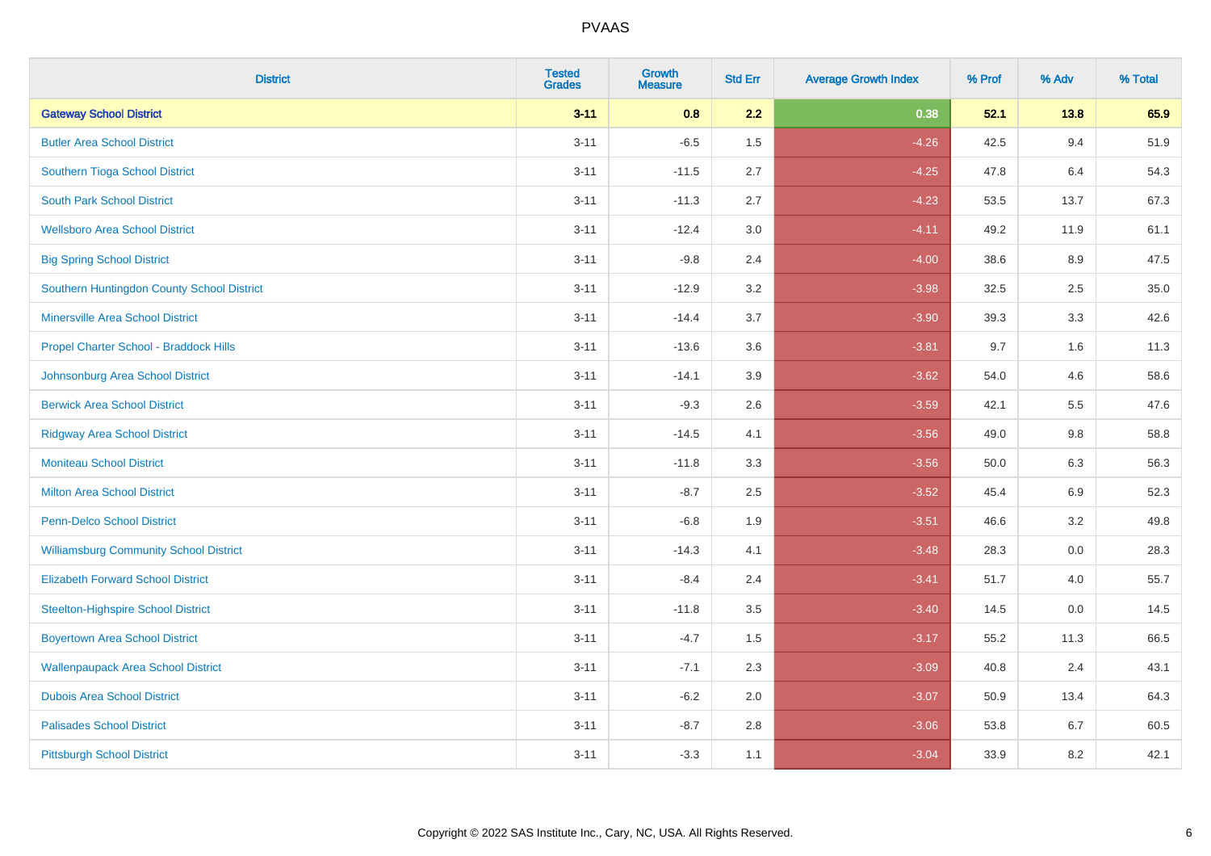| District | Tested Grades | Growth Measure | Std Err | Average Growth Index | % Prof | % Adv | % Total |
|---|---|---|---|---|---|---|---|
| **Gateway School District** | **3-11** | **0.8** | **2.2** | **0.38** | **52.1** | **13.8** | **65.9** |
| Butler Area School District | 3-11 | -6.5 | 1.5 | -4.26 | 42.5 | 9.4 | 51.9 |
| Southern Tioga School District | 3-11 | -11.5 | 2.7 | -4.25 | 47.8 | 6.4 | 54.3 |
| South Park School District | 3-11 | -11.3 | 2.7 | -4.23 | 53.5 | 13.7 | 67.3 |
| Wellsboro Area School District | 3-11 | -12.4 | 3.0 | -4.11 | 49.2 | 11.9 | 61.1 |
| Big Spring School District | 3-11 | -9.8 | 2.4 | -4.00 | 38.6 | 8.9 | 47.5 |
| Southern Huntingdon County School District | 3-11 | -12.9 | 3.2 | -3.98 | 32.5 | 2.5 | 35.0 |
| Minersville Area School District | 3-11 | -14.4 | 3.7 | -3.90 | 39.3 | 3.3 | 42.6 |
| Propel Charter School - Braddock Hills | 3-11 | -13.6 | 3.6 | -3.81 | 9.7 | 1.6 | 11.3 |
| Johnsonburg Area School District | 3-11 | -14.1 | 3.9 | -3.62 | 54.0 | 4.6 | 58.6 |
| Berwick Area School District | 3-11 | -9.3 | 2.6 | -3.59 | 42.1 | 5.5 | 47.6 |
| Ridgway Area School District | 3-11 | -14.5 | 4.1 | -3.56 | 49.0 | 9.8 | 58.8 |
| Moniteau School District | 3-11 | -11.8 | 3.3 | -3.56 | 50.0 | 6.3 | 56.3 |
| Milton Area School District | 3-11 | -8.7 | 2.5 | -3.52 | 45.4 | 6.9 | 52.3 |
| Penn-Delco School District | 3-11 | -6.8 | 1.9 | -3.51 | 46.6 | 3.2 | 49.8 |
| Williamsburg Community School District | 3-11 | -14.3 | 4.1 | -3.48 | 28.3 | 0.0 | 28.3 |
| Elizabeth Forward School District | 3-11 | -8.4 | 2.4 | -3.41 | 51.7 | 4.0 | 55.7 |
| Steelton-Highspire School District | 3-11 | -11.8 | 3.5 | -3.40 | 14.5 | 0.0 | 14.5 |
| Boyertown Area School District | 3-11 | -4.7 | 1.5 | -3.17 | 55.2 | 11.3 | 66.5 |
| Wallenpaupack Area School District | 3-11 | -7.1 | 2.3 | -3.09 | 40.8 | 2.4 | 43.1 |
| Dubois Area School District | 3-11 | -6.2 | 2.0 | -3.07 | 50.9 | 13.4 | 64.3 |
| Palisades School District | 3-11 | -8.7 | 2.8 | -3.06 | 53.8 | 6.7 | 60.5 |
| Pittsburgh School District | 3-11 | -3.3 | 1.1 | -3.04 | 33.9 | 8.2 | 42.1 |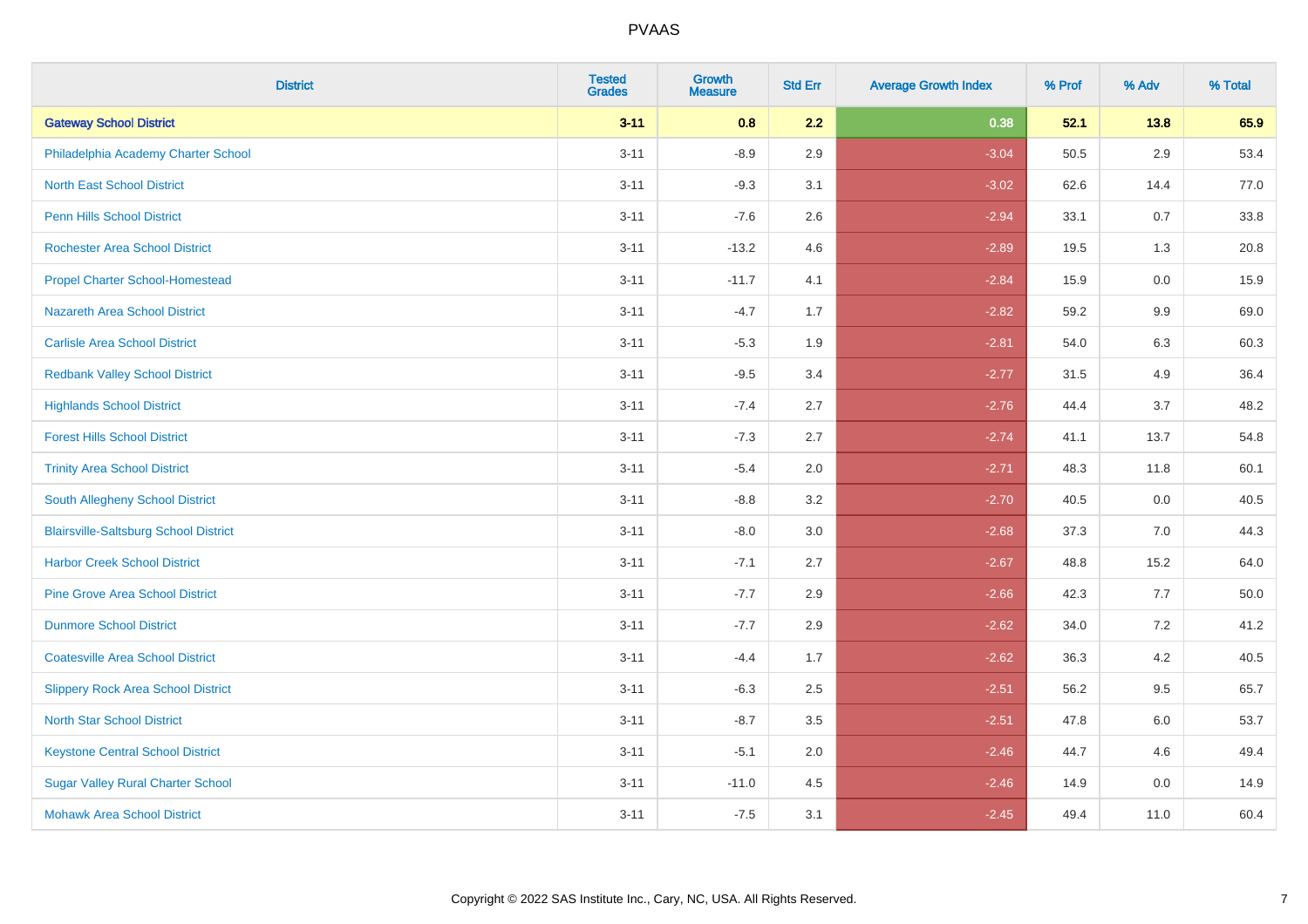| District | Tested Grades | Growth Measure | Std Err | Average Growth Index | % Prof | % Adv | % Total |
|---|---|---|---|---|---|---|---|
| **Gateway School District** | **3-11** | **0.8** | **2.2** | **0.38** | **52.1** | **13.8** | **65.9** |
| Philadelphia Academy Charter School | 3-11 | -8.9 | 2.9 | -3.04 | 50.5 | 2.9 | 53.4 |
| North East School District | 3-11 | -9.3 | 3.1 | -3.02 | 62.6 | 14.4 | 77.0 |
| Penn Hills School District | 3-11 | -7.6 | 2.6 | -2.94 | 33.1 | 0.7 | 33.8 |
| Rochester Area School District | 3-11 | -13.2 | 4.6 | -2.89 | 19.5 | 1.3 | 20.8 |
| Propel Charter School-Homestead | 3-11 | -11.7 | 4.1 | -2.84 | 15.9 | 0.0 | 15.9 |
| Nazareth Area School District | 3-11 | -4.7 | 1.7 | -2.82 | 59.2 | 9.9 | 69.0 |
| Carlisle Area School District | 3-11 | -5.3 | 1.9 | -2.81 | 54.0 | 6.3 | 60.3 |
| Redbank Valley School District | 3-11 | -9.5 | 3.4 | -2.77 | 31.5 | 4.9 | 36.4 |
| Highlands School District | 3-11 | -7.4 | 2.7 | -2.76 | 44.4 | 3.7 | 48.2 |
| Forest Hills School District | 3-11 | -7.3 | 2.7 | -2.74 | 41.1 | 13.7 | 54.8 |
| Trinity Area School District | 3-11 | -5.4 | 2.0 | -2.71 | 48.3 | 11.8 | 60.1 |
| South Allegheny School District | 3-11 | -8.8 | 3.2 | -2.70 | 40.5 | 0.0 | 40.5 |
| Blairsville-Saltsburg School District | 3-11 | -8.0 | 3.0 | -2.68 | 37.3 | 7.0 | 44.3 |
| Harbor Creek School District | 3-11 | -7.1 | 2.7 | -2.67 | 48.8 | 15.2 | 64.0 |
| Pine Grove Area School District | 3-11 | -7.7 | 2.9 | -2.66 | 42.3 | 7.7 | 50.0 |
| Dunmore School District | 3-11 | -7.7 | 2.9 | -2.62 | 34.0 | 7.2 | 41.2 |
| Coatesville Area School District | 3-11 | -4.4 | 1.7 | -2.62 | 36.3 | 4.2 | 40.5 |
| Slippery Rock Area School District | 3-11 | -6.3 | 2.5 | -2.51 | 56.2 | 9.5 | 65.7 |
| North Star School District | 3-11 | -8.7 | 3.5 | -2.51 | 47.8 | 6.0 | 53.7 |
| Keystone Central School District | 3-11 | -5.1 | 2.0 | -2.46 | 44.7 | 4.6 | 49.4 |
| Sugar Valley Rural Charter School | 3-11 | -11.0 | 4.5 | -2.46 | 14.9 | 0.0 | 14.9 |
| Mohawk Area School District | 3-11 | -7.5 | 3.1 | -2.45 | 49.4 | 11.0 | 60.4 |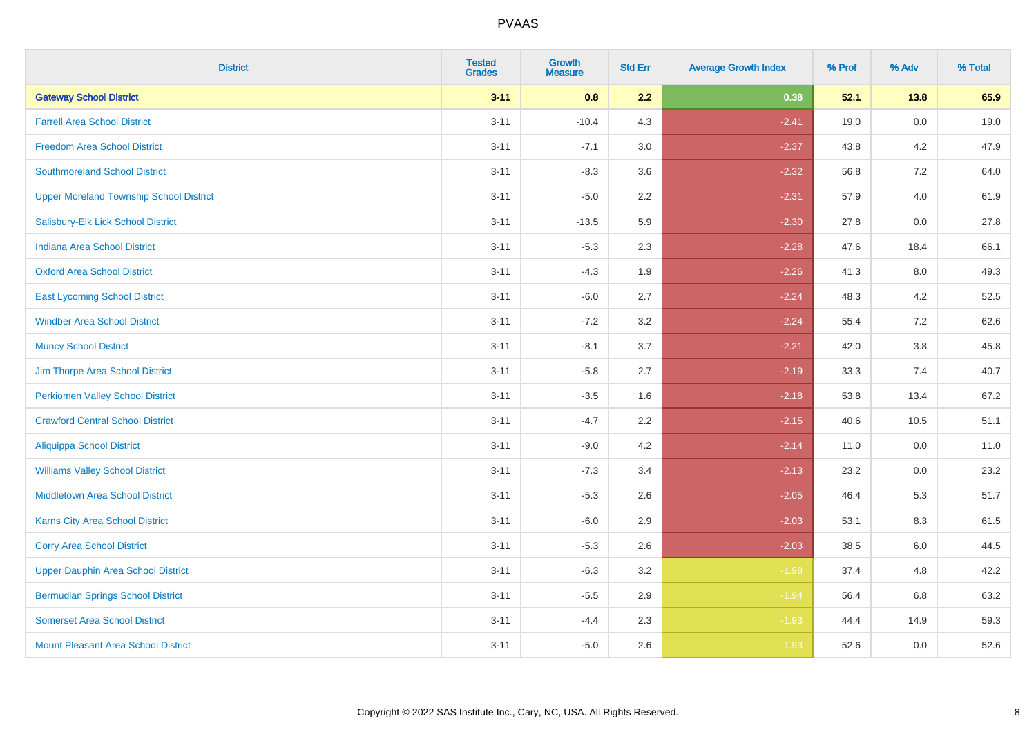PVAAS

| District | Tested Grades | Growth Measure | Std Err | Average Growth Index | % Prof | % Adv | % Total |
|---|---|---|---|---|---|---|---|
| **Gateway School District** | **3-11** | **0.8** | **2.2** | **0.38** | **52.1** | **13.8** | **65.9** |
| Farrell Area School District | 3-11 | -10.4 | 4.3 | -2.41 | 19.0 | 0.0 | 19.0 |
| Freedom Area School District | 3-11 | -7.1 | 3.0 | -2.37 | 43.8 | 4.2 | 47.9 |
| Southmoreland School District | 3-11 | -8.3 | 3.6 | -2.32 | 56.8 | 7.2 | 64.0 |
| Upper Moreland Township School District | 3-11 | -5.0 | 2.2 | -2.31 | 57.9 | 4.0 | 61.9 |
| Salisbury-Elk Lick School District | 3-11 | -13.5 | 5.9 | -2.30 | 27.8 | 0.0 | 27.8 |
| Indiana Area School District | 3-11 | -5.3 | 2.3 | -2.28 | 47.6 | 18.4 | 66.1 |
| Oxford Area School District | 3-11 | -4.3 | 1.9 | -2.26 | 41.3 | 8.0 | 49.3 |
| East Lycoming School District | 3-11 | -6.0 | 2.7 | -2.24 | 48.3 | 4.2 | 52.5 |
| Windber Area School District | 3-11 | -7.2 | 3.2 | -2.24 | 55.4 | 7.2 | 62.6 |
| Muncy School District | 3-11 | -8.1 | 3.7 | -2.21 | 42.0 | 3.8 | 45.8 |
| Jim Thorpe Area School District | 3-11 | -5.8 | 2.7 | -2.19 | 33.3 | 7.4 | 40.7 |
| Perkiomen Valley School District | 3-11 | -3.5 | 1.6 | -2.18 | 53.8 | 13.4 | 67.2 |
| Crawford Central School District | 3-11 | -4.7 | 2.2 | -2.15 | 40.6 | 10.5 | 51.1 |
| Aliquippa School District | 3-11 | -9.0 | 4.2 | -2.14 | 11.0 | 0.0 | 11.0 |
| Williams Valley School District | 3-11 | -7.3 | 3.4 | -2.13 | 23.2 | 0.0 | 23.2 |
| Middletown Area School District | 3-11 | -5.3 | 2.6 | -2.05 | 46.4 | 5.3 | 51.7 |
| Karns City Area School District | 3-11 | -6.0 | 2.9 | -2.03 | 53.1 | 8.3 | 61.5 |
| Corry Area School District | 3-11 | -5.3 | 2.6 | -2.03 | 38.5 | 6.0 | 44.5 |
| Upper Dauphin Area School District | 3-11 | -6.3 | 3.2 | -1.98 | 37.4 | 4.8 | 42.2 |
| Bermudian Springs School District | 3-11 | -5.5 | 2.9 | -1.94 | 56.4 | 6.8 | 63.2 |
| Somerset Area School District | 3-11 | -4.4 | 2.3 | -1.93 | 44.4 | 14.9 | 59.3 |
| Mount Pleasant Area School District | 3-11 | -5.0 | 2.6 | -1.93 | 52.6 | 0.0 | 52.6 |

Copyright © 2022 SAS Institute Inc., Cary, NC, USA. All Rights Reserved.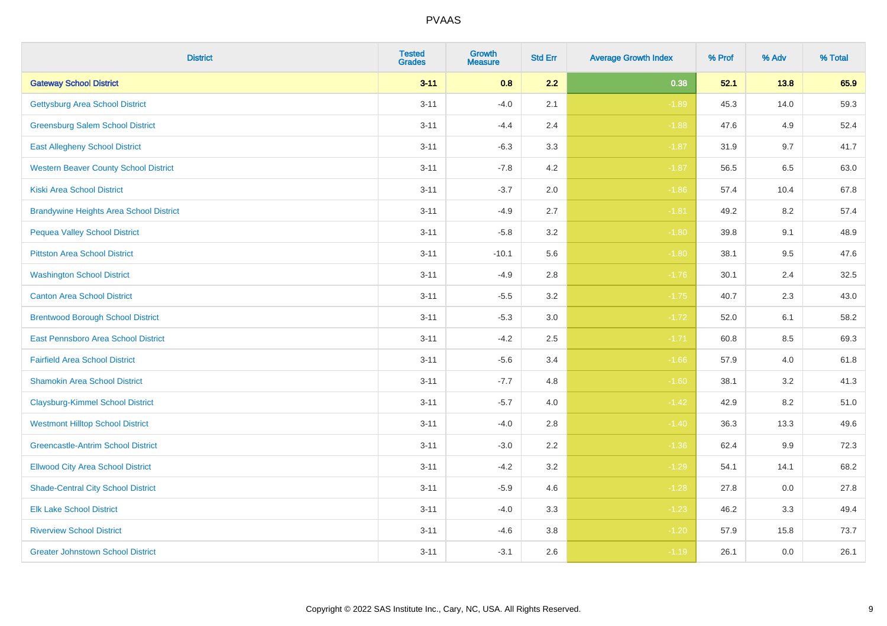# PVAAS

| District | Tested Grades | Growth Measure | Std Err | Average Growth Index | % Prof | % Adv | % Total |
|---|---|---|---|---|---|---|---|
| **Gateway School District** | **3-11** | **0.8** | **2.2** | **0.38** | **52.1** | **13.8** | **65.9** |
| Gettysburg Area School District | 3-11 | -4.0 | 2.1 | -1.89 | 45.3 | 14.0 | 59.3 |
| Greensburg Salem School District | 3-11 | -4.4 | 2.4 | -1.88 | 47.6 | 4.9 | 52.4 |
| East Allegheny School District | 3-11 | -6.3 | 3.3 | -1.87 | 31.9 | 9.7 | 41.7 |
| Western Beaver County School District | 3-11 | -7.8 | 4.2 | -1.87 | 56.5 | 6.5 | 63.0 |
| Kiski Area School District | 3-11 | -3.7 | 2.0 | -1.86 | 57.4 | 10.4 | 67.8 |
| Brandywine Heights Area School District | 3-11 | -4.9 | 2.7 | -1.81 | 49.2 | 8.2 | 57.4 |
| Pequea Valley School District | 3-11 | -5.8 | 3.2 | -1.80 | 39.8 | 9.1 | 48.9 |
| Pittston Area School District | 3-11 | -10.1 | 5.6 | -1.80 | 38.1 | 9.5 | 47.6 |
| Washington School District | 3-11 | -4.9 | 2.8 | -1.76 | 30.1 | 2.4 | 32.5 |
| Canton Area School District | 3-11 | -5.5 | 3.2 | -1.75 | 40.7 | 2.3 | 43.0 |
| Brentwood Borough School District | 3-11 | -5.3 | 3.0 | -1.72 | 52.0 | 6.1 | 58.2 |
| East Pennsboro Area School District | 3-11 | -4.2 | 2.5 | -1.71 | 60.8 | 8.5 | 69.3 |
| Fairfield Area School District | 3-11 | -5.6 | 3.4 | -1.66 | 57.9 | 4.0 | 61.8 |
| Shamokin Area School District | 3-11 | -7.7 | 4.8 | -1.60 | 38.1 | 3.2 | 41.3 |
| Claysburg-Kimmel School District | 3-11 | -5.7 | 4.0 | -1.42 | 42.9 | 8.2 | 51.0 |
| Westmont Hilltop School District | 3-11 | -4.0 | 2.8 | -1.40 | 36.3 | 13.3 | 49.6 |
| Greencastle-Antrim School District | 3-11 | -3.0 | 2.2 | -1.36 | 62.4 | 9.9 | 72.3 |
| Ellwood City Area School District | 3-11 | -4.2 | 3.2 | -1.29 | 54.1 | 14.1 | 68.2 |
| Shade-Central City School District | 3-11 | -5.9 | 4.6 | -1.28 | 27.8 | 0.0 | 27.8 |
| Elk Lake School District | 3-11 | -4.0 | 3.3 | -1.23 | 46.2 | 3.3 | 49.4 |
| Riverview School District | 3-11 | -4.6 | 3.8 | -1.20 | 57.9 | 15.8 | 73.7 |
| Greater Johnstown School District | 3-11 | -3.1 | 2.6 | -1.19 | 26.1 | 0.0 | 26.1 |

Copyright © 2022 SAS Institute Inc., Cary, NC, USA. All Rights Reserved.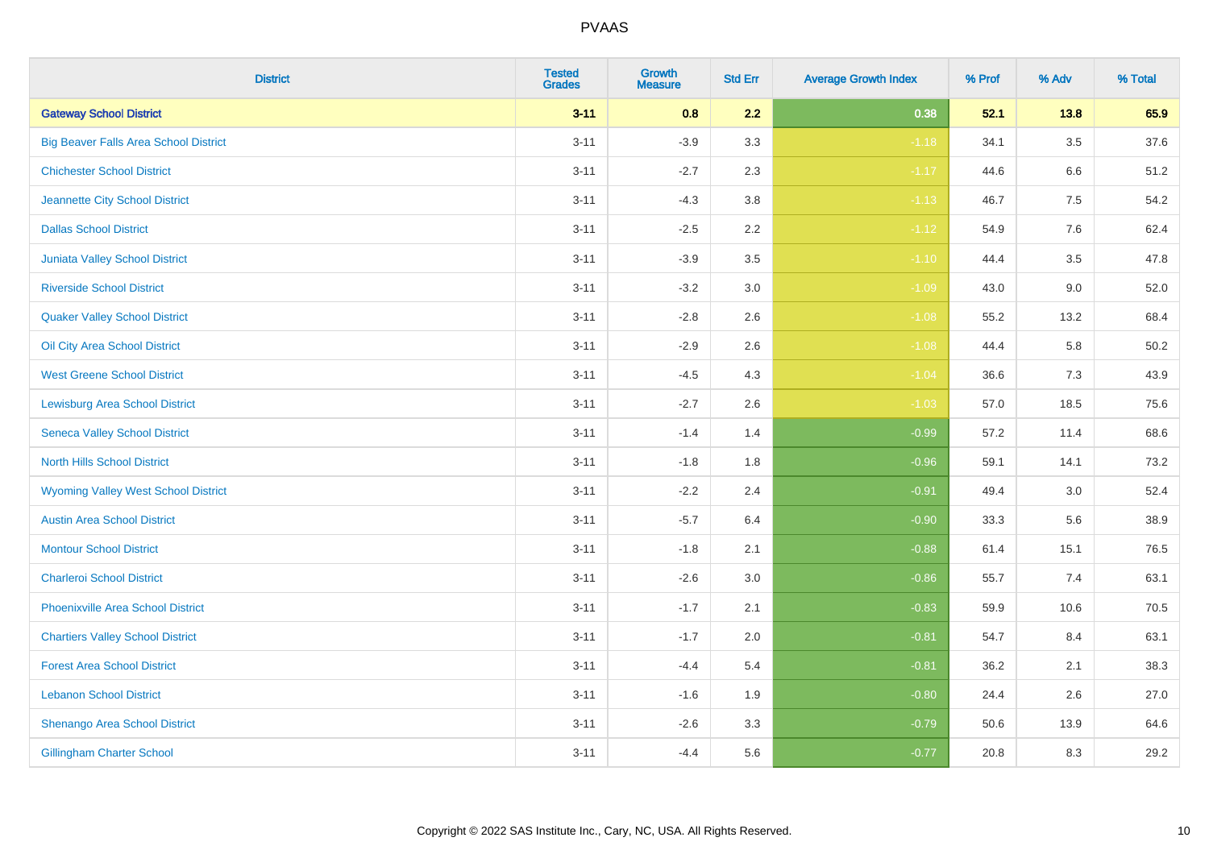| District | Tested Grades | Growth Measure | Std Err | Average Growth Index | % Prof | % Adv | % Total |
|---|---|---|---|---|---|---|---|
| **Gateway School District** | **3-11** | **0.8** | **2.2** | **0.38** | **52.1** | **13.8** | **65.9** |
| Big Beaver Falls Area School District | 3-11 | -3.9 | 3.3 | -1.18 | 34.1 | 3.5 | 37.6 |
| Chichester School District | 3-11 | -2.7 | 2.3 | -1.17 | 44.6 | 6.6 | 51.2 |
| Jeannette City School District | 3-11 | -4.3 | 3.8 | -1.13 | 46.7 | 7.5 | 54.2 |
| Dallas School District | 3-11 | -2.5 | 2.2 | -1.12 | 54.9 | 7.6 | 62.4 |
| Juniata Valley School District | 3-11 | -3.9 | 3.5 | -1.10 | 44.4 | 3.5 | 47.8 |
| Riverside School District | 3-11 | -3.2 | 3.0 | -1.09 | 43.0 | 9.0 | 52.0 |
| Quaker Valley School District | 3-11 | -2.8 | 2.6 | -1.08 | 55.2 | 13.2 | 68.4 |
| Oil City Area School District | 3-11 | -2.9 | 2.6 | -1.08 | 44.4 | 5.8 | 50.2 |
| West Greene School District | 3-11 | -4.5 | 4.3 | -1.04 | 36.6 | 7.3 | 43.9 |
| Lewisburg Area School District | 3-11 | -2.7 | 2.6 | -1.03 | 57.0 | 18.5 | 75.6 |
| Seneca Valley School District | 3-11 | -1.4 | 1.4 | -0.99 | 57.2 | 11.4 | 68.6 |
| North Hills School District | 3-11 | -1.8 | 1.8 | -0.96 | 59.1 | 14.1 | 73.2 |
| Wyoming Valley West School District | 3-11 | -2.2 | 2.4 | -0.91 | 49.4 | 3.0 | 52.4 |
| Austin Area School District | 3-11 | -5.7 | 6.4 | -0.90 | 33.3 | 5.6 | 38.9 |
| Montour School District | 3-11 | -1.8 | 2.1 | -0.88 | 61.4 | 15.1 | 76.5 |
| Charleroi School District | 3-11 | -2.6 | 3.0 | -0.86 | 55.7 | 7.4 | 63.1 |
| Phoenixville Area School District | 3-11 | -1.7 | 2.1 | -0.83 | 59.9 | 10.6 | 70.5 |
| Chartiers Valley School District | 3-11 | -1.7 | 2.0 | -0.81 | 54.7 | 8.4 | 63.1 |
| Forest Area School District | 3-11 | -4.4 | 5.4 | -0.81 | 36.2 | 2.1 | 38.3 |
| Lebanon School District | 3-11 | -1.6 | 1.9 | -0.80 | 24.4 | 2.6 | 27.0 |
| Shenango Area School District | 3-11 | -2.6 | 3.3 | -0.79 | 50.6 | 13.9 | 64.6 |
| Gillingham Charter School | 3-11 | -4.4 | 5.6 | -0.77 | 20.8 | 8.3 | 29.2 |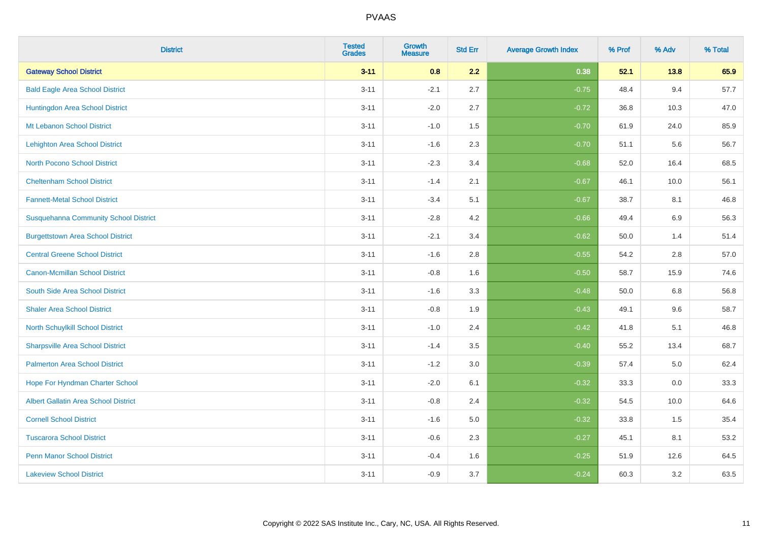| District | Tested Grades | Growth Measure | Std Err | Average Growth Index | % Prof | % Adv | % Total |
|---|---|---|---|---|---|---|---|
| **Gateway School District** | **3-11** | **0.8** | **2.2** | **0.38** | **52.1** | **13.8** | **65.9** |
| Bald Eagle Area School District | 3-11 | -2.1 | 2.7 | -0.75 | 48.4 | 9.4 | 57.7 |
| Huntingdon Area School District | 3-11 | -2.0 | 2.7 | -0.72 | 36.8 | 10.3 | 47.0 |
| Mt Lebanon School District | 3-11 | -1.0 | 1.5 | -0.70 | 61.9 | 24.0 | 85.9 |
| Lehighton Area School District | 3-11 | -1.6 | 2.3 | -0.70 | 51.1 | 5.6 | 56.7 |
| North Pocono School District | 3-11 | -2.3 | 3.4 | -0.68 | 52.0 | 16.4 | 68.5 |
| Cheltenham School District | 3-11 | -1.4 | 2.1 | -0.67 | 46.1 | 10.0 | 56.1 |
| Fannett-Metal School District | 3-11 | -3.4 | 5.1 | -0.67 | 38.7 | 8.1 | 46.8 |
| Susquehanna Community School District | 3-11 | -2.8 | 4.2 | -0.66 | 49.4 | 6.9 | 56.3 |
| Burgettstown Area School District | 3-11 | -2.1 | 3.4 | -0.62 | 50.0 | 1.4 | 51.4 |
| Central Greene School District | 3-11 | -1.6 | 2.8 | -0.55 | 54.2 | 2.8 | 57.0 |
| Canon-Mcmillan School District | 3-11 | -0.8 | 1.6 | -0.50 | 58.7 | 15.9 | 74.6 |
| South Side Area School District | 3-11 | -1.6 | 3.3 | -0.48 | 50.0 | 6.8 | 56.8 |
| Shaler Area School District | 3-11 | -0.8 | 1.9 | -0.43 | 49.1 | 9.6 | 58.7 |
| North Schuylkill School District | 3-11 | -1.0 | 2.4 | -0.42 | 41.8 | 5.1 | 46.8 |
| Sharpsville Area School District | 3-11 | -1.4 | 3.5 | -0.40 | 55.2 | 13.4 | 68.7 |
| Palmerton Area School District | 3-11 | -1.2 | 3.0 | -0.39 | 57.4 | 5.0 | 62.4 |
| Hope For Hyndman Charter School | 3-11 | -2.0 | 6.1 | -0.32 | 33.3 | 0.0 | 33.3 |
| Albert Gallatin Area School District | 3-11 | -0.8 | 2.4 | -0.32 | 54.5 | 10.0 | 64.6 |
| Cornell School District | 3-11 | -1.6 | 5.0 | -0.32 | 33.8 | 1.5 | 35.4 |
| Tuscarora School District | 3-11 | -0.6 | 2.3 | -0.27 | 45.1 | 8.1 | 53.2 |
| Penn Manor School District | 3-11 | -0.4 | 1.6 | -0.25 | 51.9 | 12.6 | 64.5 |
| Lakeview School District | 3-11 | -0.9 | 3.7 | -0.24 | 60.3 | 3.2 | 63.5 |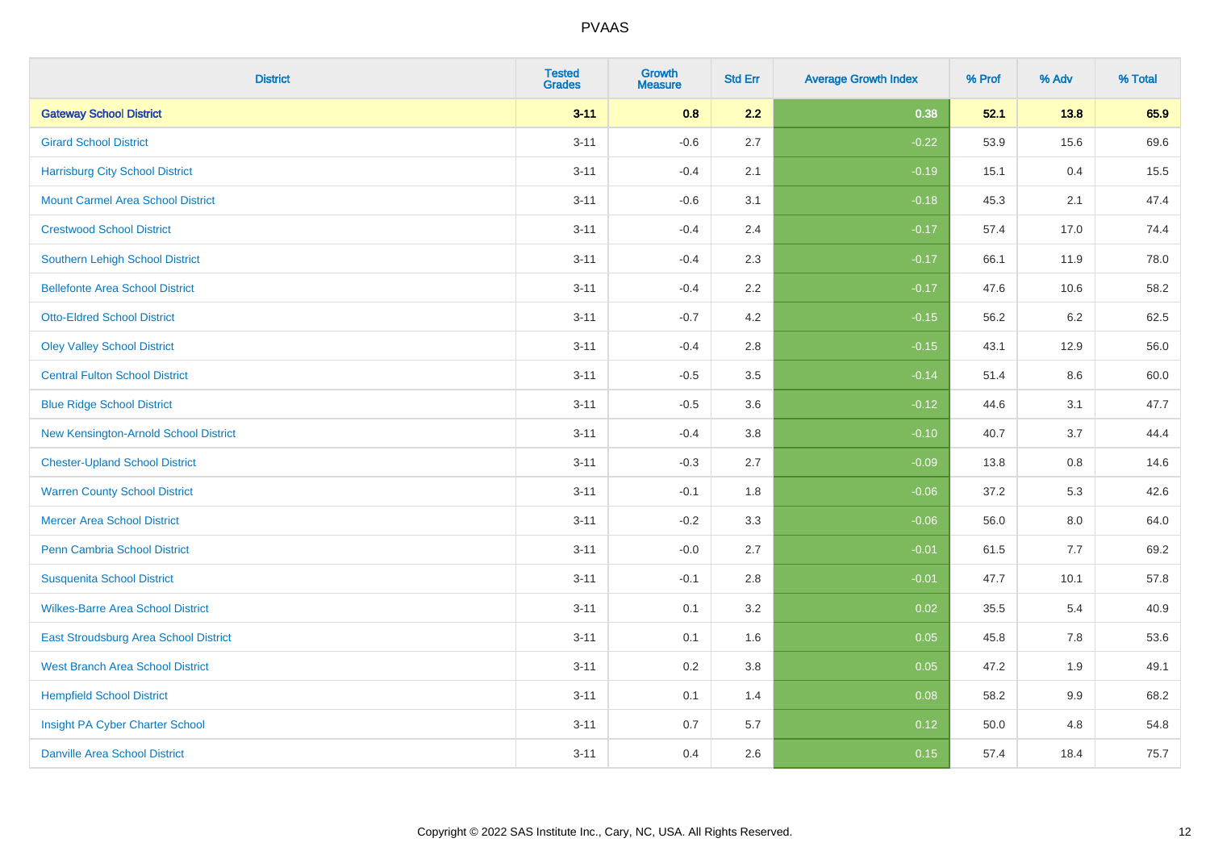| District | Tested Grades | Growth Measure | Std Err | Average Growth Index | % Prof | % Adv | % Total |
|---|---|---|---|---|---|---|---|
| **Gateway School District** | **3-11** | **0.8** | **2.2** | **0.38** | **52.1** | **13.8** | **65.9** |
| Girard School District | 3-11 | -0.6 | 2.7 | -0.22 | 53.9 | 15.6 | 69.6 |
| Harrisburg City School District | 3-11 | -0.4 | 2.1 | -0.19 | 15.1 | 0.4 | 15.5 |
| Mount Carmel Area School District | 3-11 | -0.6 | 3.1 | -0.18 | 45.3 | 2.1 | 47.4 |
| Crestwood School District | 3-11 | -0.4 | 2.4 | -0.17 | 57.4 | 17.0 | 74.4 |
| Southern Lehigh School District | 3-11 | -0.4 | 2.3 | -0.17 | 66.1 | 11.9 | 78.0 |
| Bellefonte Area School District | 3-11 | -0.4 | 2.2 | -0.17 | 47.6 | 10.6 | 58.2 |
| Otto-Eldred School District | 3-11 | -0.7 | 4.2 | -0.15 | 56.2 | 6.2 | 62.5 |
| Oley Valley School District | 3-11 | -0.4 | 2.8 | -0.15 | 43.1 | 12.9 | 56.0 |
| Central Fulton School District | 3-11 | -0.5 | 3.5 | -0.14 | 51.4 | 8.6 | 60.0 |
| Blue Ridge School District | 3-11 | -0.5 | 3.6 | -0.12 | 44.6 | 3.1 | 47.7 |
| New Kensington-Arnold School District | 3-11 | -0.4 | 3.8 | -0.10 | 40.7 | 3.7 | 44.4 |
| Chester-Upland School District | 3-11 | -0.3 | 2.7 | -0.09 | 13.8 | 0.8 | 14.6 |
| Warren County School District | 3-11 | -0.1 | 1.8 | -0.06 | 37.2 | 5.3 | 42.6 |
| Mercer Area School District | 3-11 | -0.2 | 3.3 | -0.06 | 56.0 | 8.0 | 64.0 |
| Penn Cambria School District | 3-11 | -0.0 | 2.7 | -0.01 | 61.5 | 7.7 | 69.2 |
| Susquenita School District | 3-11 | -0.1 | 2.8 | -0.01 | 47.7 | 10.1 | 57.8 |
| Wilkes-Barre Area School District | 3-11 | 0.1 | 3.2 | 0.02 | 35.5 | 5.4 | 40.9 |
| East Stroudsburg Area School District | 3-11 | 0.1 | 1.6 | 0.05 | 45.8 | 7.8 | 53.6 |
| West Branch Area School District | 3-11 | 0.2 | 3.8 | 0.05 | 47.2 | 1.9 | 49.1 |
| Hempfield School District | 3-11 | 0.1 | 1.4 | 0.08 | 58.2 | 9.9 | 68.2 |
| Insight PA Cyber Charter School | 3-11 | 0.7 | 5.7 | 0.12 | 50.0 | 4.8 | 54.8 |
| Danville Area School District | 3-11 | 0.4 | 2.6 | 0.15 | 57.4 | 18.4 | 75.7 |

Copyright © 2022 SAS Institute Inc., Cary, NC, USA. All Rights Reserved.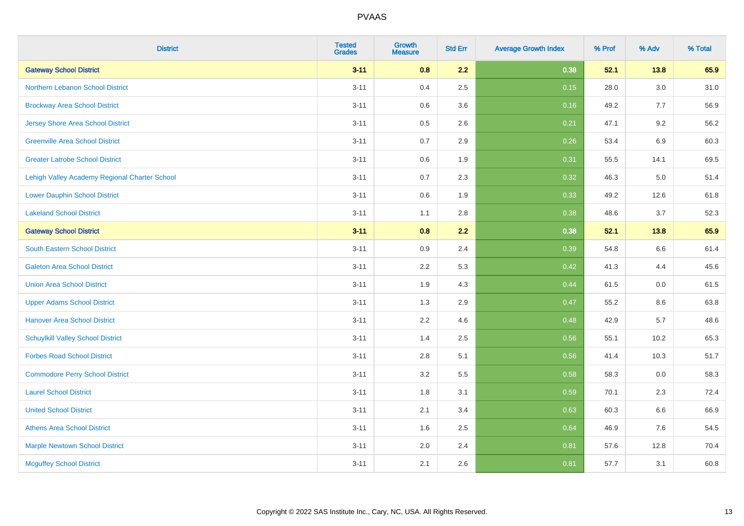# PVAAS

| District | Tested Grades | Growth Measure | Std Err | Average Growth Index | % Prof | % Adv | % Total |
|---|---|---|---|---|---|---|---|
| **Gateway School District** | **3-11** | **0.8** | **2.2** | **0.38** | **52.1** | **13.8** | **65.9** |
| Northern Lebanon School District | 3-11 | 0.4 | 2.5 | 0.15 | 28.0 | 3.0 | 31.0 |
| Brockway Area School District | 3-11 | 0.6 | 3.6 | 0.16 | 49.2 | 7.7 | 56.9 |
| Jersey Shore Area School District | 3-11 | 0.5 | 2.6 | 0.21 | 47.1 | 9.2 | 56.2 |
| Greenville Area School District | 3-11 | 0.7 | 2.9 | 0.26 | 53.4 | 6.9 | 60.3 |
| Greater Latrobe School District | 3-11 | 0.6 | 1.9 | 0.31 | 55.5 | 14.1 | 69.5 |
| Lehigh Valley Academy Regional Charter School | 3-11 | 0.7 | 2.3 | 0.32 | 46.3 | 5.0 | 51.4 |
| Lower Dauphin School District | 3-11 | 0.6 | 1.9 | 0.33 | 49.2 | 12.6 | 61.8 |
| Lakeland School District | 3-11 | 1.1 | 2.8 | 0.38 | 48.6 | 3.7 | 52.3 |
| **Gateway School District** | **3-11** | **0.8** | **2.2** | **0.38** | **52.1** | **13.8** | **65.9** |
| South Eastern School District | 3-11 | 0.9 | 2.4 | 0.39 | 54.8 | 6.6 | 61.4 |
| Galeton Area School District | 3-11 | 2.2 | 5.3 | 0.42 | 41.3 | 4.4 | 45.6 |
| Union Area School District | 3-11 | 1.9 | 4.3 | 0.44 | 61.5 | 0.0 | 61.5 |
| Upper Adams School District | 3-11 | 1.3 | 2.9 | 0.47 | 55.2 | 8.6 | 63.8 |
| Hanover Area School District | 3-11 | 2.2 | 4.6 | 0.48 | 42.9 | 5.7 | 48.6 |
| Schuylkill Valley School District | 3-11 | 1.4 | 2.5 | 0.56 | 55.1 | 10.2 | 65.3 |
| Forbes Road School District | 3-11 | 2.8 | 5.1 | 0.56 | 41.4 | 10.3 | 51.7 |
| Commodore Perry School District | 3-11 | 3.2 | 5.5 | 0.58 | 58.3 | 0.0 | 58.3 |
| Laurel School District | 3-11 | 1.8 | 3.1 | 0.59 | 70.1 | 2.3 | 72.4 |
| United School District | 3-11 | 2.1 | 3.4 | 0.63 | 60.3 | 6.6 | 66.9 |
| Athens Area School District | 3-11 | 1.6 | 2.5 | 0.64 | 46.9 | 7.6 | 54.5 |
| Marple Newtown School District | 3-11 | 2.0 | 2.4 | 0.81 | 57.6 | 12.8 | 70.4 |
| Mcguffey School District | 3-11 | 2.1 | 2.6 | 0.81 | 57.7 | 3.1 | 60.8 |

Copyright © 2022 SAS Institute Inc., Cary, NC, USA. All Rights Reserved.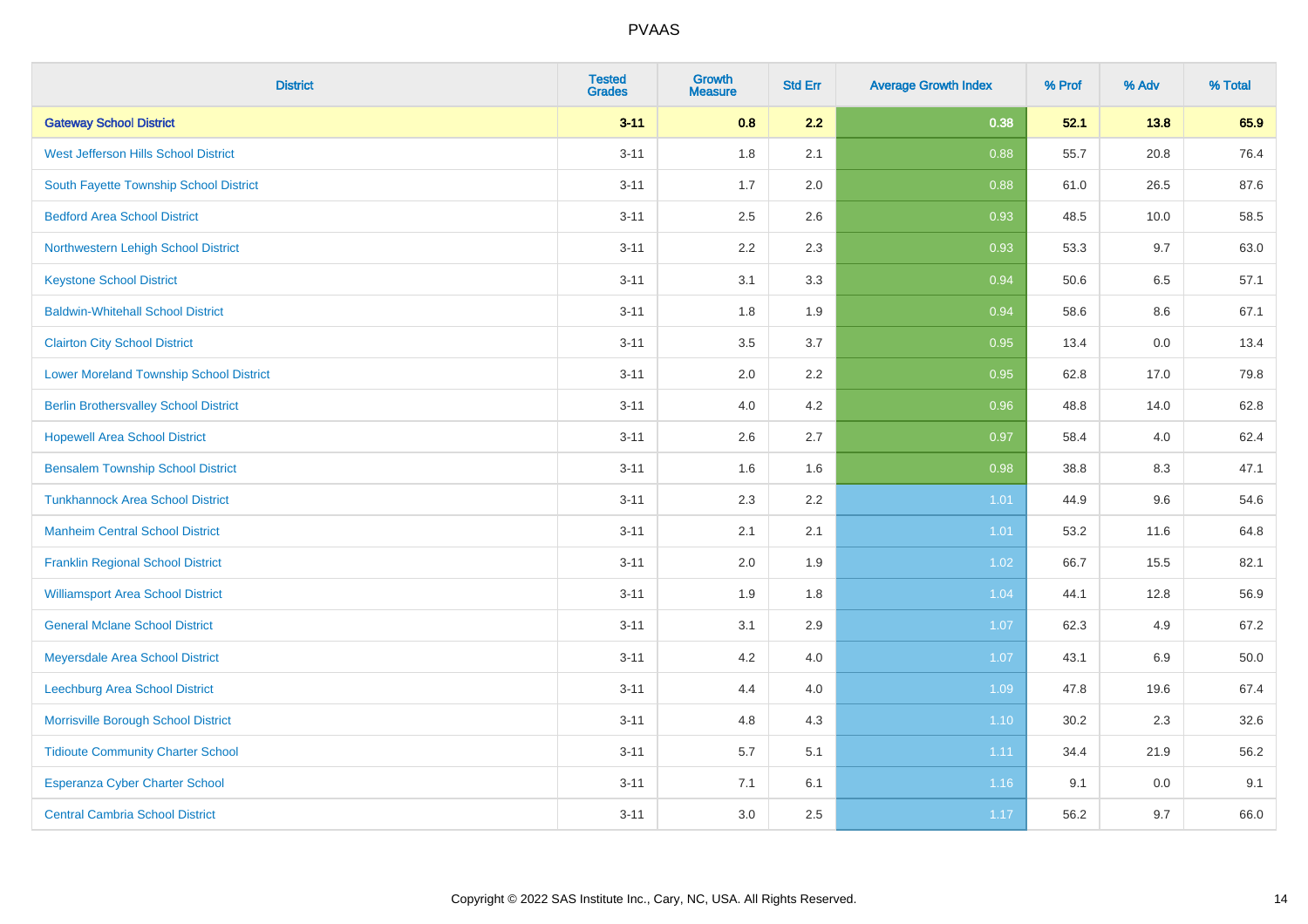| District | Tested Grades | Growth Measure | Std Err | Average Growth Index | % Prof | % Adv | % Total |
|---|---|---|---|---|---|---|---|
| **Gateway School District** | **3-11** | **0.8** | **2.2** | **0.38** | **52.1** | **13.8** | **65.9** |
| West Jefferson Hills School District | 3-11 | 1.8 | 2.1 | 0.88 | 55.7 | 20.8 | 76.4 |
| South Fayette Township School District | 3-11 | 1.7 | 2.0 | 0.88 | 61.0 | 26.5 | 87.6 |
| Bedford Area School District | 3-11 | 2.5 | 2.6 | 0.93 | 48.5 | 10.0 | 58.5 |
| Northwestern Lehigh School District | 3-11 | 2.2 | 2.3 | 0.93 | 53.3 | 9.7 | 63.0 |
| Keystone School District | 3-11 | 3.1 | 3.3 | 0.94 | 50.6 | 6.5 | 57.1 |
| Baldwin-Whitehall School District | 3-11 | 1.8 | 1.9 | 0.94 | 58.6 | 8.6 | 67.1 |
| Clairton City School District | 3-11 | 3.5 | 3.7 | 0.95 | 13.4 | 0.0 | 13.4 |
| Lower Moreland Township School District | 3-11 | 2.0 | 2.2 | 0.95 | 62.8 | 17.0 | 79.8 |
| Berlin Brothersvalley School District | 3-11 | 4.0 | 4.2 | 0.96 | 48.8 | 14.0 | 62.8 |
| Hopewell Area School District | 3-11 | 2.6 | 2.7 | 0.97 | 58.4 | 4.0 | 62.4 |
| Bensalem Township School District | 3-11 | 1.6 | 1.6 | 0.98 | 38.8 | 8.3 | 47.1 |
| Tunkhannock Area School District | 3-11 | 2.3 | 2.2 | 1.01 | 44.9 | 9.6 | 54.6 |
| Manheim Central School District | 3-11 | 2.1 | 2.1 | 1.01 | 53.2 | 11.6 | 64.8 |
| Franklin Regional School District | 3-11 | 2.0 | 1.9 | 1.02 | 66.7 | 15.5 | 82.1 |
| Williamsport Area School District | 3-11 | 1.9 | 1.8 | 1.04 | 44.1 | 12.8 | 56.9 |
| General Mclane School District | 3-11 | 3.1 | 2.9 | 1.07 | 62.3 | 4.9 | 67.2 |
| Meyersdale Area School District | 3-11 | 4.2 | 4.0 | 1.07 | 43.1 | 6.9 | 50.0 |
| Leechburg Area School District | 3-11 | 4.4 | 4.0 | 1.09 | 47.8 | 19.6 | 67.4 |
| Morrisville Borough School District | 3-11 | 4.8 | 4.3 | 1.10 | 30.2 | 2.3 | 32.6 |
| Tidioute Community Charter School | 3-11 | 5.7 | 5.1 | 1.11 | 34.4 | 21.9 | 56.2 |
| Esperanza Cyber Charter School | 3-11 | 7.1 | 6.1 | 1.16 | 9.1 | 0.0 | 9.1 |
| Central Cambria School District | 3-11 | 3.0 | 2.5 | 1.17 | 56.2 | 9.7 | 66.0 |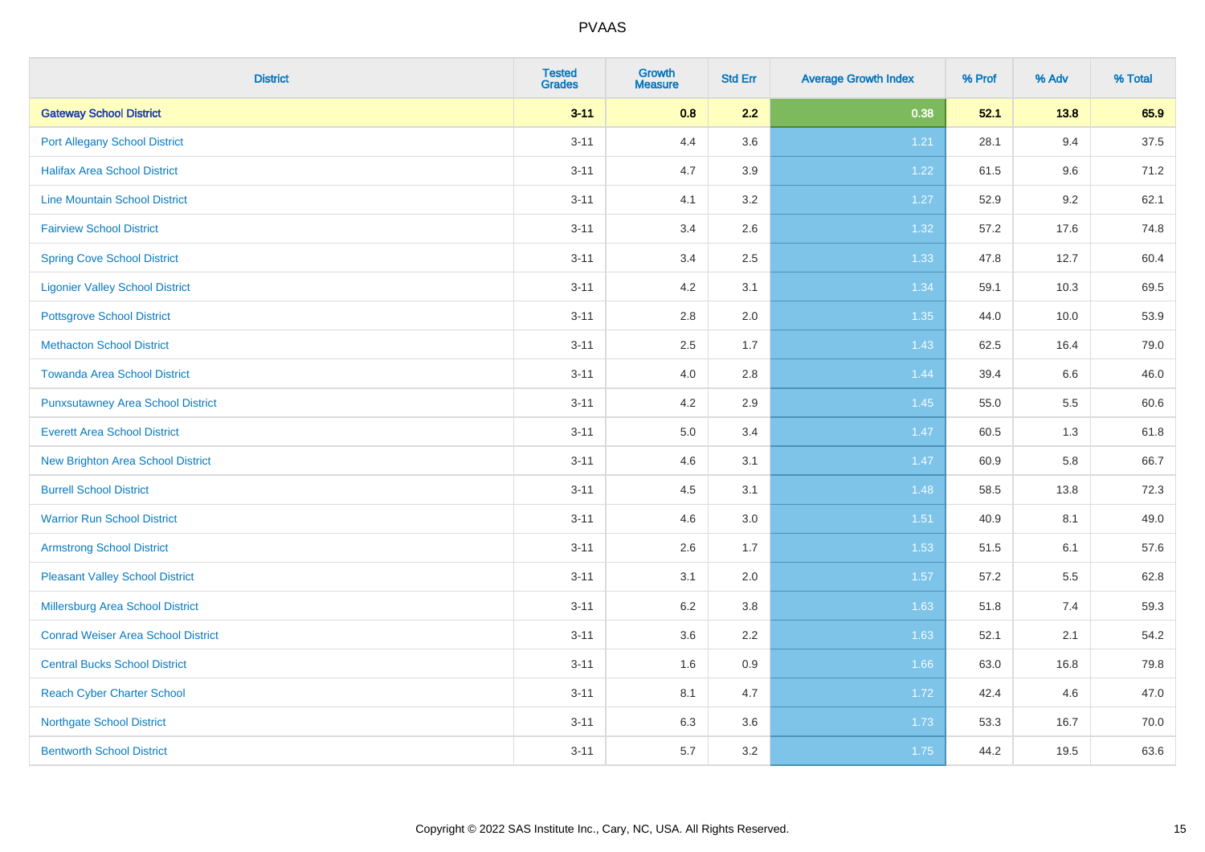# PVAAS

| District | Tested Grades | Growth Measure | Std Err | Average Growth Index | % Prof | % Adv | % Total |
|---|---|---|---|---|---|---|---|
| **Gateway School District** | **3-11** | **0.8** | **2.2** | **0.38** | **52.1** | **13.8** | **65.9** |
| Port Allegany School District | 3-11 | 4.4 | 3.6 | 1.21 | 28.1 | 9.4 | 37.5 |
| Halifax Area School District | 3-11 | 4.7 | 3.9 | 1.22 | 61.5 | 9.6 | 71.2 |
| Line Mountain School District | 3-11 | 4.1 | 3.2 | 1.27 | 52.9 | 9.2 | 62.1 |
| Fairview School District | 3-11 | 3.4 | 2.6 | 1.32 | 57.2 | 17.6 | 74.8 |
| Spring Cove School District | 3-11 | 3.4 | 2.5 | 1.33 | 47.8 | 12.7 | 60.4 |
| Ligonier Valley School District | 3-11 | 4.2 | 3.1 | 1.34 | 59.1 | 10.3 | 69.5 |
| Pottsgrove School District | 3-11 | 2.8 | 2.0 | 1.35 | 44.0 | 10.0 | 53.9 |
| Methacton School District | 3-11 | 2.5 | 1.7 | 1.43 | 62.5 | 16.4 | 79.0 |
| Towanda Area School District | 3-11 | 4.0 | 2.8 | 1.44 | 39.4 | 6.6 | 46.0 |
| Punxsutawney Area School District | 3-11 | 4.2 | 2.9 | 1.45 | 55.0 | 5.5 | 60.6 |
| Everett Area School District | 3-11 | 5.0 | 3.4 | 1.47 | 60.5 | 1.3 | 61.8 |
| New Brighton Area School District | 3-11 | 4.6 | 3.1 | 1.47 | 60.9 | 5.8 | 66.7 |
| Burrell School District | 3-11 | 4.5 | 3.1 | 1.48 | 58.5 | 13.8 | 72.3 |
| Warrior Run School District | 3-11 | 4.6 | 3.0 | 1.51 | 40.9 | 8.1 | 49.0 |
| Armstrong School District | 3-11 | 2.6 | 1.7 | 1.53 | 51.5 | 6.1 | 57.6 |
| Pleasant Valley School District | 3-11 | 3.1 | 2.0 | 1.57 | 57.2 | 5.5 | 62.8 |
| Millersburg Area School District | 3-11 | 6.2 | 3.8 | 1.63 | 51.8 | 7.4 | 59.3 |
| Conrad Weiser Area School District | 3-11 | 3.6 | 2.2 | 1.63 | 52.1 | 2.1 | 54.2 |
| Central Bucks School District | 3-11 | 1.6 | 0.9 | 1.66 | 63.0 | 16.8 | 79.8 |
| Reach Cyber Charter School | 3-11 | 8.1 | 4.7 | 1.72 | 42.4 | 4.6 | 47.0 |
| Northgate School District | 3-11 | 6.3 | 3.6 | 1.73 | 53.3 | 16.7 | 70.0 |
| Bentworth School District | 3-11 | 5.7 | 3.2 | 1.75 | 44.2 | 19.5 | 63.6 |

Copyright © 2022 SAS Institute Inc., Cary, NC, USA. All Rights Reserved.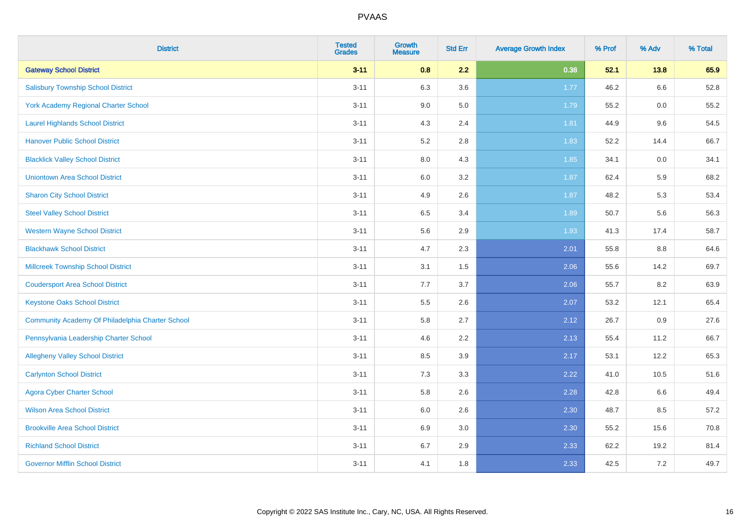| District | Tested Grades | Growth Measure | Std Err | Average Growth Index | % Prof | % Adv | % Total |
|---|---|---|---|---|---|---|---|
| **Gateway School District** | **3-11** | **0.8** | **2.2** | **0.38** | **52.1** | **13.8** | **65.9** |
| Salisbury Township School District | 3-11 | 6.3 | 3.6 | 1.77 | 46.2 | 6.6 | 52.8 |
| York Academy Regional Charter School | 3-11 | 9.0 | 5.0 | 1.79 | 55.2 | 0.0 | 55.2 |
| Laurel Highlands School District | 3-11 | 4.3 | 2.4 | 1.81 | 44.9 | 9.6 | 54.5 |
| Hanover Public School District | 3-11 | 5.2 | 2.8 | 1.83 | 52.2 | 14.4 | 66.7 |
| Blacklick Valley School District | 3-11 | 8.0 | 4.3 | 1.85 | 34.1 | 0.0 | 34.1 |
| Uniontown Area School District | 3-11 | 6.0 | 3.2 | 1.87 | 62.4 | 5.9 | 68.2 |
| Sharon City School District | 3-11 | 4.9 | 2.6 | 1.87 | 48.2 | 5.3 | 53.4 |
| Steel Valley School District | 3-11 | 6.5 | 3.4 | 1.89 | 50.7 | 5.6 | 56.3 |
| Western Wayne School District | 3-11 | 5.6 | 2.9 | 1.93 | 41.3 | 17.4 | 58.7 |
| Blackhawk School District | 3-11 | 4.7 | 2.3 | 2.01 | 55.8 | 8.8 | 64.6 |
| Millcreek Township School District | 3-11 | 3.1 | 1.5 | 2.06 | 55.6 | 14.2 | 69.7 |
| Coudersport Area School District | 3-11 | 7.7 | 3.7 | 2.06 | 55.7 | 8.2 | 63.9 |
| Keystone Oaks School District | 3-11 | 5.5 | 2.6 | 2.07 | 53.2 | 12.1 | 65.4 |
| Community Academy Of Philadelphia Charter School | 3-11 | 5.8 | 2.7 | 2.12 | 26.7 | 0.9 | 27.6 |
| Pennsylvania Leadership Charter School | 3-11 | 4.6 | 2.2 | 2.13 | 55.4 | 11.2 | 66.7 |
| Allegheny Valley School District | 3-11 | 8.5 | 3.9 | 2.17 | 53.1 | 12.2 | 65.3 |
| Carlynton School District | 3-11 | 7.3 | 3.3 | 2.22 | 41.0 | 10.5 | 51.6 |
| Agora Cyber Charter School | 3-11 | 5.8 | 2.6 | 2.28 | 42.8 | 6.6 | 49.4 |
| Wilson Area School District | 3-11 | 6.0 | 2.6 | 2.30 | 48.7 | 8.5 | 57.2 |
| Brookville Area School District | 3-11 | 6.9 | 3.0 | 2.30 | 55.2 | 15.6 | 70.8 |
| Richland School District | 3-11 | 6.7 | 2.9 | 2.33 | 62.2 | 19.2 | 81.4 |
| Governor Mifflin School District | 3-11 | 4.1 | 1.8 | 2.33 | 42.5 | 7.2 | 49.7 |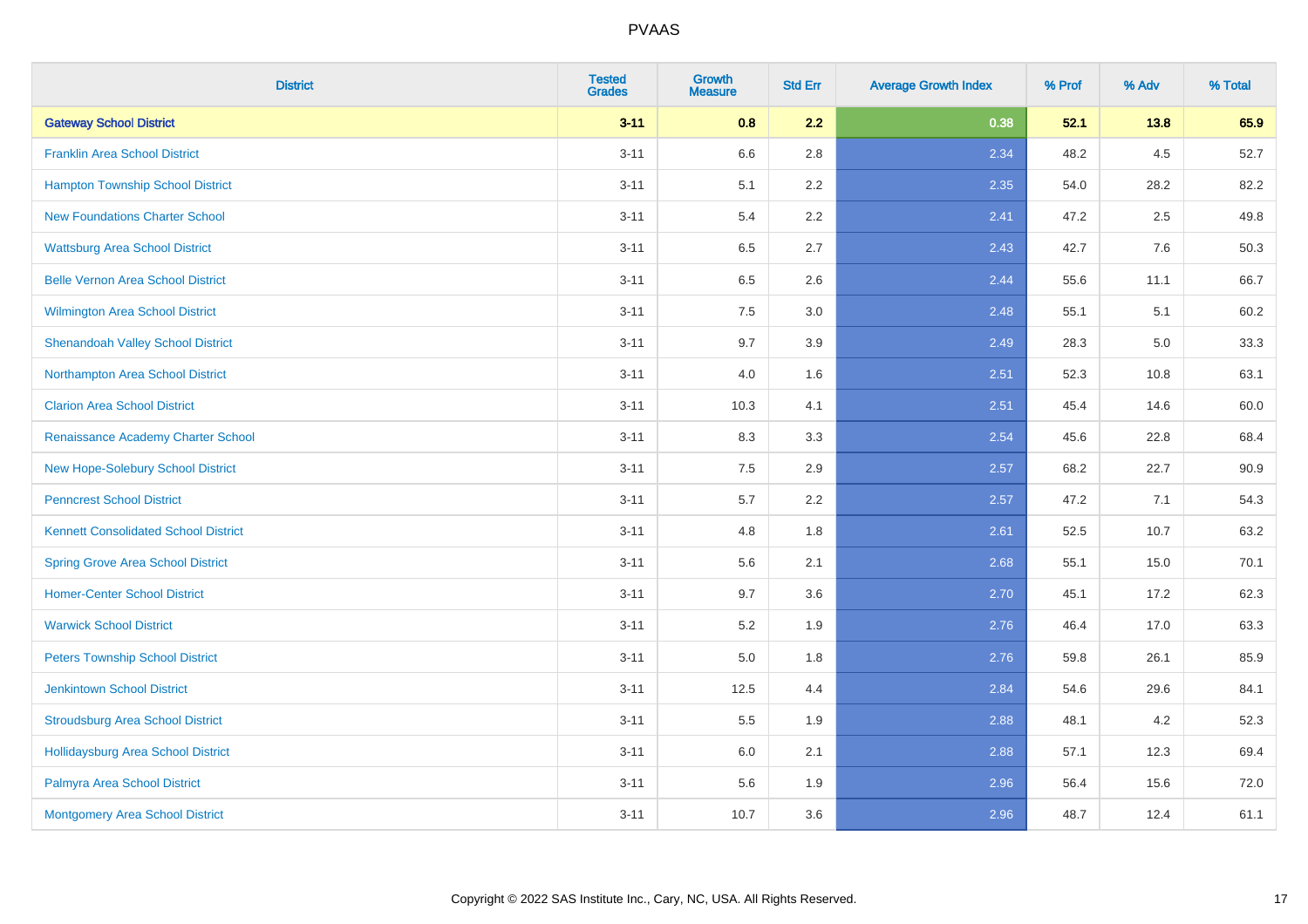| District | Tested Grades | Growth Measure | Std Err | Average Growth Index | % Prof | % Adv | % Total |
|---|---|---|---|---|---|---|---|
| **Gateway School District** | **3-11** | **0.8** | **2.2** | **0.38** | **52.1** | **13.8** | **65.9** |
| Franklin Area School District | 3-11 | 6.6 | 2.8 | 2.34 | 48.2 | 4.5 | 52.7 |
| Hampton Township School District | 3-11 | 5.1 | 2.2 | 2.35 | 54.0 | 28.2 | 82.2 |
| New Foundations Charter School | 3-11 | 5.4 | 2.2 | 2.41 | 47.2 | 2.5 | 49.8 |
| Wattsburg Area School District | 3-11 | 6.5 | 2.7 | 2.43 | 42.7 | 7.6 | 50.3 |
| Belle Vernon Area School District | 3-11 | 6.5 | 2.6 | 2.44 | 55.6 | 11.1 | 66.7 |
| Wilmington Area School District | 3-11 | 7.5 | 3.0 | 2.48 | 55.1 | 5.1 | 60.2 |
| Shenandoah Valley School District | 3-11 | 9.7 | 3.9 | 2.49 | 28.3 | 5.0 | 33.3 |
| Northampton Area School District | 3-11 | 4.0 | 1.6 | 2.51 | 52.3 | 10.8 | 63.1 |
| Clarion Area School District | 3-11 | 10.3 | 4.1 | 2.51 | 45.4 | 14.6 | 60.0 |
| Renaissance Academy Charter School | 3-11 | 8.3 | 3.3 | 2.54 | 45.6 | 22.8 | 68.4 |
| New Hope-Solebury School District | 3-11 | 7.5 | 2.9 | 2.57 | 68.2 | 22.7 | 90.9 |
| Penncrest School District | 3-11 | 5.7 | 2.2 | 2.57 | 47.2 | 7.1 | 54.3 |
| Kennett Consolidated School District | 3-11 | 4.8 | 1.8 | 2.61 | 52.5 | 10.7 | 63.2 |
| Spring Grove Area School District | 3-11 | 5.6 | 2.1 | 2.68 | 55.1 | 15.0 | 70.1 |
| Homer-Center School District | 3-11 | 9.7 | 3.6 | 2.70 | 45.1 | 17.2 | 62.3 |
| Warwick School District | 3-11 | 5.2 | 1.9 | 2.76 | 46.4 | 17.0 | 63.3 |
| Peters Township School District | 3-11 | 5.0 | 1.8 | 2.76 | 59.8 | 26.1 | 85.9 |
| Jenkintown School District | 3-11 | 12.5 | 4.4 | 2.84 | 54.6 | 29.6 | 84.1 |
| Stroudsburg Area School District | 3-11 | 5.5 | 1.9 | 2.88 | 48.1 | 4.2 | 52.3 |
| Hollidaysburg Area School District | 3-11 | 6.0 | 2.1 | 2.88 | 57.1 | 12.3 | 69.4 |
| Palmyra Area School District | 3-11 | 5.6 | 1.9 | 2.96 | 56.4 | 15.6 | 72.0 |
| Montgomery Area School District | 3-11 | 10.7 | 3.6 | 2.96 | 48.7 | 12.4 | 61.1 |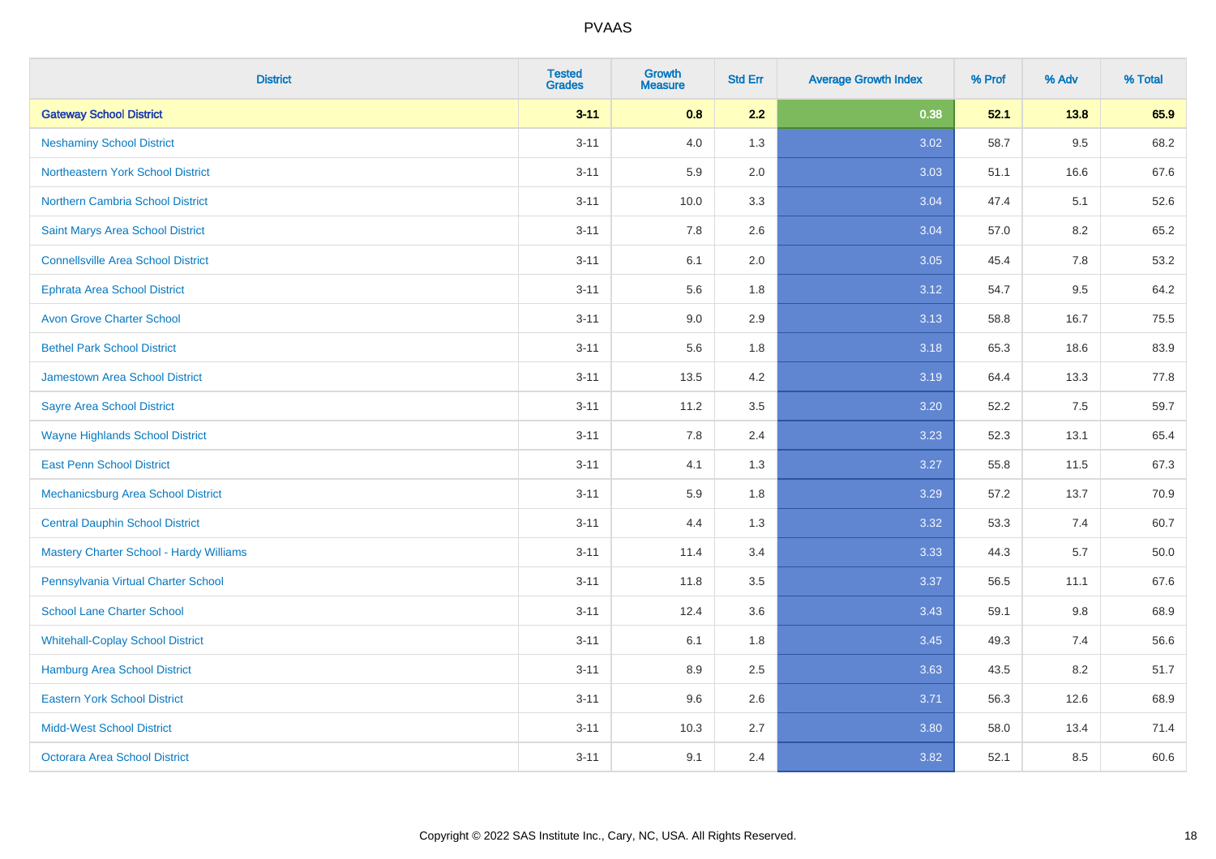| District | Tested Grades | Growth Measure | Std Err | Average Growth Index | % Prof | % Adv | % Total |
|---|---|---|---|---|---|---|---|
| **Gateway School District** | **3-11** | **0.8** | **2.2** | **0.38** | **52.1** | **13.8** | **65.9** |
| Neshaminy School District | 3-11 | 4.0 | 1.3 | 3.02 | 58.7 | 9.5 | 68.2 |
| Northeastern York School District | 3-11 | 5.9 | 2.0 | 3.03 | 51.1 | 16.6 | 67.6 |
| Northern Cambria School District | 3-11 | 10.0 | 3.3 | 3.04 | 47.4 | 5.1 | 52.6 |
| Saint Marys Area School District | 3-11 | 7.8 | 2.6 | 3.04 | 57.0 | 8.2 | 65.2 |
| Connellsville Area School District | 3-11 | 6.1 | 2.0 | 3.05 | 45.4 | 7.8 | 53.2 |
| Ephrata Area School District | 3-11 | 5.6 | 1.8 | 3.12 | 54.7 | 9.5 | 64.2 |
| Avon Grove Charter School | 3-11 | 9.0 | 2.9 | 3.13 | 58.8 | 16.7 | 75.5 |
| Bethel Park School District | 3-11 | 5.6 | 1.8 | 3.18 | 65.3 | 18.6 | 83.9 |
| Jamestown Area School District | 3-11 | 13.5 | 4.2 | 3.19 | 64.4 | 13.3 | 77.8 |
| Sayre Area School District | 3-11 | 11.2 | 3.5 | 3.20 | 52.2 | 7.5 | 59.7 |
| Wayne Highlands School District | 3-11 | 7.8 | 2.4 | 3.23 | 52.3 | 13.1 | 65.4 |
| East Penn School District | 3-11 | 4.1 | 1.3 | 3.27 | 55.8 | 11.5 | 67.3 |
| Mechanicsburg Area School District | 3-11 | 5.9 | 1.8 | 3.29 | 57.2 | 13.7 | 70.9 |
| Central Dauphin School District | 3-11 | 4.4 | 1.3 | 3.32 | 53.3 | 7.4 | 60.7 |
| Mastery Charter School - Hardy Williams | 3-11 | 11.4 | 3.4 | 3.33 | 44.3 | 5.7 | 50.0 |
| Pennsylvania Virtual Charter School | 3-11 | 11.8 | 3.5 | 3.37 | 56.5 | 11.1 | 67.6 |
| School Lane Charter School | 3-11 | 12.4 | 3.6 | 3.43 | 59.1 | 9.8 | 68.9 |
| Whitehall-Coplay School District | 3-11 | 6.1 | 1.8 | 3.45 | 49.3 | 7.4 | 56.6 |
| Hamburg Area School District | 3-11 | 8.9 | 2.5 | 3.63 | 43.5 | 8.2 | 51.7 |
| Eastern York School District | 3-11 | 9.6 | 2.6 | 3.71 | 56.3 | 12.6 | 68.9 |
| Midd-West School District | 3-11 | 10.3 | 2.7 | 3.80 | 58.0 | 13.4 | 71.4 |
| Octorara Area School District | 3-11 | 9.1 | 2.4 | 3.82 | 52.1 | 8.5 | 60.6 |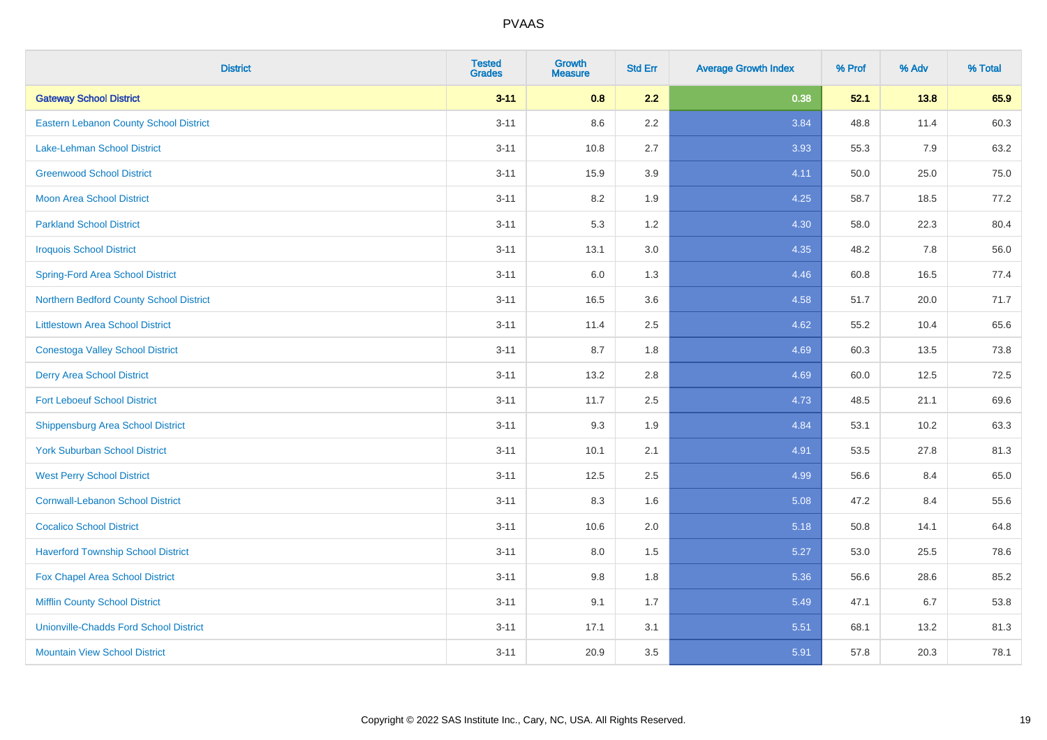# PVAAS

| District | Tested Grades | Growth Measure | Std Err | Average Growth Index | % Prof | % Adv | % Total |
|---|---|---|---|---|---|---|---|
| **Gateway School District** | **3-11** | **0.8** | **2.2** | **0.38** | **52.1** | **13.8** | **65.9** |
| Eastern Lebanon County School District | 3-11 | 8.6 | 2.2 | 3.84 | 48.8 | 11.4 | 60.3 |
| Lake-Lehman School District | 3-11 | 10.8 | 2.7 | 3.93 | 55.3 | 7.9 | 63.2 |
| Greenwood School District | 3-11 | 15.9 | 3.9 | 4.11 | 50.0 | 25.0 | 75.0 |
| Moon Area School District | 3-11 | 8.2 | 1.9 | 4.25 | 58.7 | 18.5 | 77.2 |
| Parkland School District | 3-11 | 5.3 | 1.2 | 4.30 | 58.0 | 22.3 | 80.4 |
| Iroquois School District | 3-11 | 13.1 | 3.0 | 4.35 | 48.2 | 7.8 | 56.0 |
| Spring-Ford Area School District | 3-11 | 6.0 | 1.3 | 4.46 | 60.8 | 16.5 | 77.4 |
| Northern Bedford County School District | 3-11 | 16.5 | 3.6 | 4.58 | 51.7 | 20.0 | 71.7 |
| Littlestown Area School District | 3-11 | 11.4 | 2.5 | 4.62 | 55.2 | 10.4 | 65.6 |
| Conestoga Valley School District | 3-11 | 8.7 | 1.8 | 4.69 | 60.3 | 13.5 | 73.8 |
| Derry Area School District | 3-11 | 13.2 | 2.8 | 4.69 | 60.0 | 12.5 | 72.5 |
| Fort Leboeuf School District | 3-11 | 11.7 | 2.5 | 4.73 | 48.5 | 21.1 | 69.6 |
| Shippensburg Area School District | 3-11 | 9.3 | 1.9 | 4.84 | 53.1 | 10.2 | 63.3 |
| York Suburban School District | 3-11 | 10.1 | 2.1 | 4.91 | 53.5 | 27.8 | 81.3 |
| West Perry School District | 3-11 | 12.5 | 2.5 | 4.99 | 56.6 | 8.4 | 65.0 |
| Cornwall-Lebanon School District | 3-11 | 8.3 | 1.6 | 5.08 | 47.2 | 8.4 | 55.6 |
| Cocalico School District | 3-11 | 10.6 | 2.0 | 5.18 | 50.8 | 14.1 | 64.8 |
| Haverford Township School District | 3-11 | 8.0 | 1.5 | 5.27 | 53.0 | 25.5 | 78.6 |
| Fox Chapel Area School District | 3-11 | 9.8 | 1.8 | 5.36 | 56.6 | 28.6 | 85.2 |
| Mifflin County School District | 3-11 | 9.1 | 1.7 | 5.49 | 47.1 | 6.7 | 53.8 |
| Unionville-Chadds Ford School District | 3-11 | 17.1 | 3.1 | 5.51 | 68.1 | 13.2 | 81.3 |
| Mountain View School District | 3-11 | 20.9 | 3.5 | 5.91 | 57.8 | 20.3 | 78.1 |

Copyright © 2022 SAS Institute Inc., Cary, NC, USA. All Rights Reserved.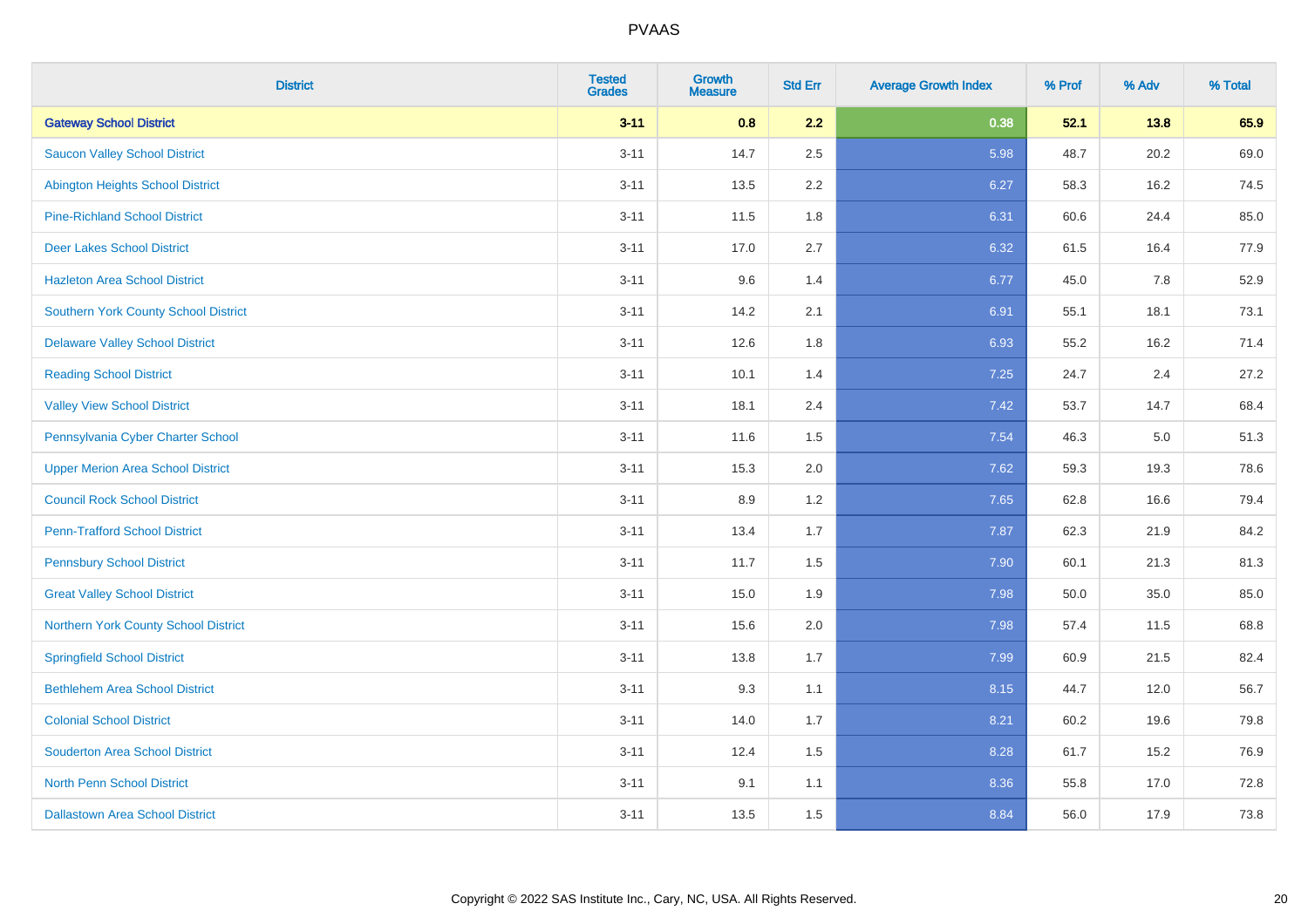PVAAS

| District | Tested Grades | Growth Measure | Std Err | Average Growth Index | % Prof | % Adv | % Total |
|---|---|---|---|---|---|---|---|
| **Gateway School District** | **3-11** | **0.8** | **2.2** | **0.38** | **52.1** | **13.8** | **65.9** |
| Saucon Valley School District | 3-11 | 14.7 | 2.5 | 5.98 | 48.7 | 20.2 | 69.0 |
| Abington Heights School District | 3-11 | 13.5 | 2.2 | 6.27 | 58.3 | 16.2 | 74.5 |
| Pine-Richland School District | 3-11 | 11.5 | 1.8 | 6.31 | 60.6 | 24.4 | 85.0 |
| Deer Lakes School District | 3-11 | 17.0 | 2.7 | 6.32 | 61.5 | 16.4 | 77.9 |
| Hazleton Area School District | 3-11 | 9.6 | 1.4 | 6.77 | 45.0 | 7.8 | 52.9 |
| Southern York County School District | 3-11 | 14.2 | 2.1 | 6.91 | 55.1 | 18.1 | 73.1 |
| Delaware Valley School District | 3-11 | 12.6 | 1.8 | 6.93 | 55.2 | 16.2 | 71.4 |
| Reading School District | 3-11 | 10.1 | 1.4 | 7.25 | 24.7 | 2.4 | 27.2 |
| Valley View School District | 3-11 | 18.1 | 2.4 | 7.42 | 53.7 | 14.7 | 68.4 |
| Pennsylvania Cyber Charter School | 3-11 | 11.6 | 1.5 | 7.54 | 46.3 | 5.0 | 51.3 |
| Upper Merion Area School District | 3-11 | 15.3 | 2.0 | 7.62 | 59.3 | 19.3 | 78.6 |
| Council Rock School District | 3-11 | 8.9 | 1.2 | 7.65 | 62.8 | 16.6 | 79.4 |
| Penn-Trafford School District | 3-11 | 13.4 | 1.7 | 7.87 | 62.3 | 21.9 | 84.2 |
| Pennsbury School District | 3-11 | 11.7 | 1.5 | 7.90 | 60.1 | 21.3 | 81.3 |
| Great Valley School District | 3-11 | 15.0 | 1.9 | 7.98 | 50.0 | 35.0 | 85.0 |
| Northern York County School District | 3-11 | 15.6 | 2.0 | 7.98 | 57.4 | 11.5 | 68.8 |
| Springfield School District | 3-11 | 13.8 | 1.7 | 7.99 | 60.9 | 21.5 | 82.4 |
| Bethlehem Area School District | 3-11 | 9.3 | 1.1 | 8.15 | 44.7 | 12.0 | 56.7 |
| Colonial School District | 3-11 | 14.0 | 1.7 | 8.21 | 60.2 | 19.6 | 79.8 |
| Souderton Area School District | 3-11 | 12.4 | 1.5 | 8.28 | 61.7 | 15.2 | 76.9 |
| North Penn School District | 3-11 | 9.1 | 1.1 | 8.36 | 55.8 | 17.0 | 72.8 |
| Dallastown Area School District | 3-11 | 13.5 | 1.5 | 8.84 | 56.0 | 17.9 | 73.8 |

Copyright © 2022 SAS Institute Inc., Cary, NC, USA. All Rights Reserved.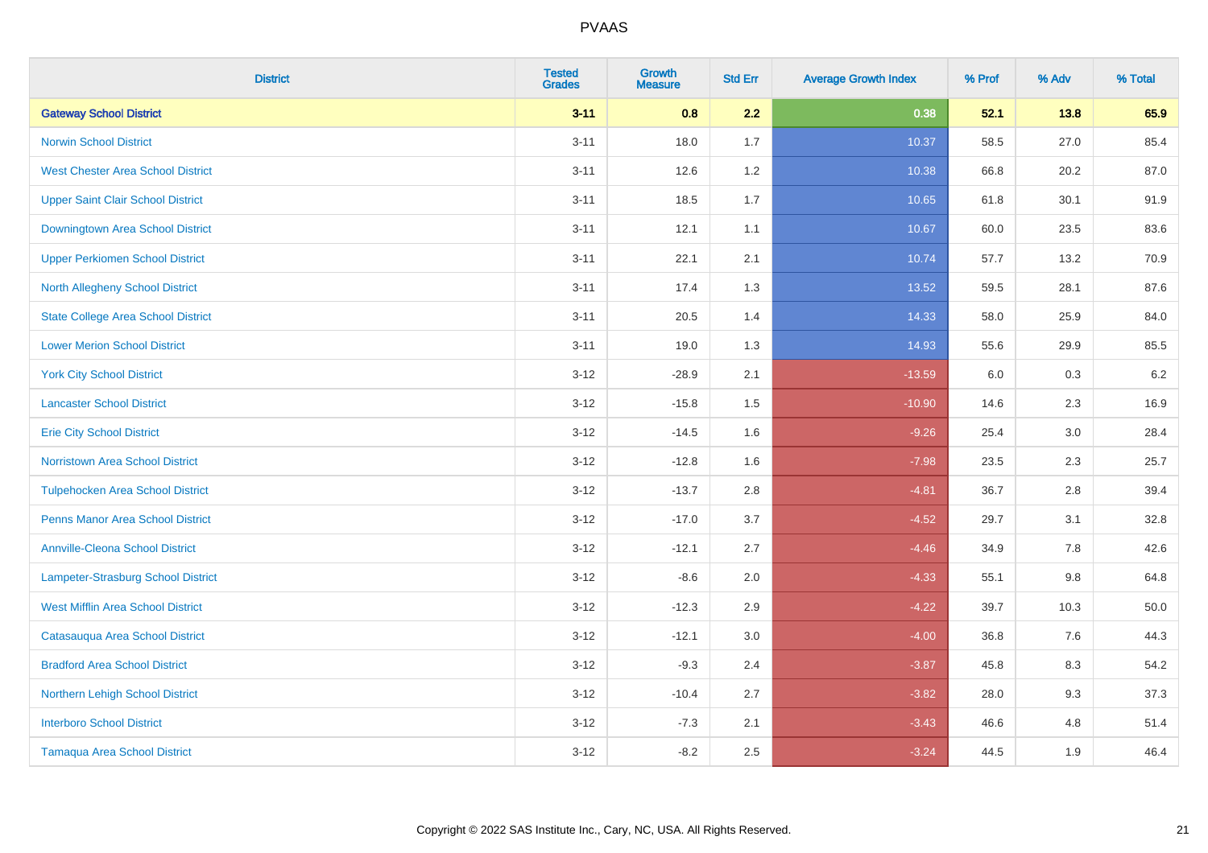# PVAAS

| District | Tested Grades | Growth Measure | Std Err | Average Growth Index | % Prof | % Adv | % Total |
|---|---|---|---|---|---|---|---|
| **Gateway School District** | **3-11** | **0.8** | **2.2** | **0.38** | **52.1** | **13.8** | **65.9** |
| Norwin School District | 3-11 | 18.0 | 1.7 | 10.37 | 58.5 | 27.0 | 85.4 |
| West Chester Area School District | 3-11 | 12.6 | 1.2 | 10.38 | 66.8 | 20.2 | 87.0 |
| Upper Saint Clair School District | 3-11 | 18.5 | 1.7 | 10.65 | 61.8 | 30.1 | 91.9 |
| Downingtown Area School District | 3-11 | 12.1 | 1.1 | 10.67 | 60.0 | 23.5 | 83.6 |
| Upper Perkiomen School District | 3-11 | 22.1 | 2.1 | 10.74 | 57.7 | 13.2 | 70.9 |
| North Allegheny School District | 3-11 | 17.4 | 1.3 | 13.52 | 59.5 | 28.1 | 87.6 |
| State College Area School District | 3-11 | 20.5 | 1.4 | 14.33 | 58.0 | 25.9 | 84.0 |
| Lower Merion School District | 3-11 | 19.0 | 1.3 | 14.93 | 55.6 | 29.9 | 85.5 |
| York City School District | 3-12 | -28.9 | 2.1 | -13.59 | 6.0 | 0.3 | 6.2 |
| Lancaster School District | 3-12 | -15.8 | 1.5 | -10.90 | 14.6 | 2.3 | 16.9 |
| Erie City School District | 3-12 | -14.5 | 1.6 | -9.26 | 25.4 | 3.0 | 28.4 |
| Norristown Area School District | 3-12 | -12.8 | 1.6 | -7.98 | 23.5 | 2.3 | 25.7 |
| Tulpehocken Area School District | 3-12 | -13.7 | 2.8 | -4.81 | 36.7 | 2.8 | 39.4 |
| Penns Manor Area School District | 3-12 | -17.0 | 3.7 | -4.52 | 29.7 | 3.1 | 32.8 |
| Annville-Cleona School District | 3-12 | -12.1 | 2.7 | -4.46 | 34.9 | 7.8 | 42.6 |
| Lampeter-Strasburg School District | 3-12 | -8.6 | 2.0 | -4.33 | 55.1 | 9.8 | 64.8 |
| West Mifflin Area School District | 3-12 | -12.3 | 2.9 | -4.22 | 39.7 | 10.3 | 50.0 |
| Catasauqua Area School District | 3-12 | -12.1 | 3.0 | -4.00 | 36.8 | 7.6 | 44.3 |
| Bradford Area School District | 3-12 | -9.3 | 2.4 | -3.87 | 45.8 | 8.3 | 54.2 |
| Northern Lehigh School District | 3-12 | -10.4 | 2.7 | -3.82 | 28.0 | 9.3 | 37.3 |
| Interboro School District | 3-12 | -7.3 | 2.1 | -3.43 | 46.6 | 4.8 | 51.4 |
| Tamaqua Area School District | 3-12 | -8.2 | 2.5 | -3.24 | 44.5 | 1.9 | 46.4 |

Copyright © 2022 SAS Institute Inc., Cary, NC, USA. All Rights Reserved.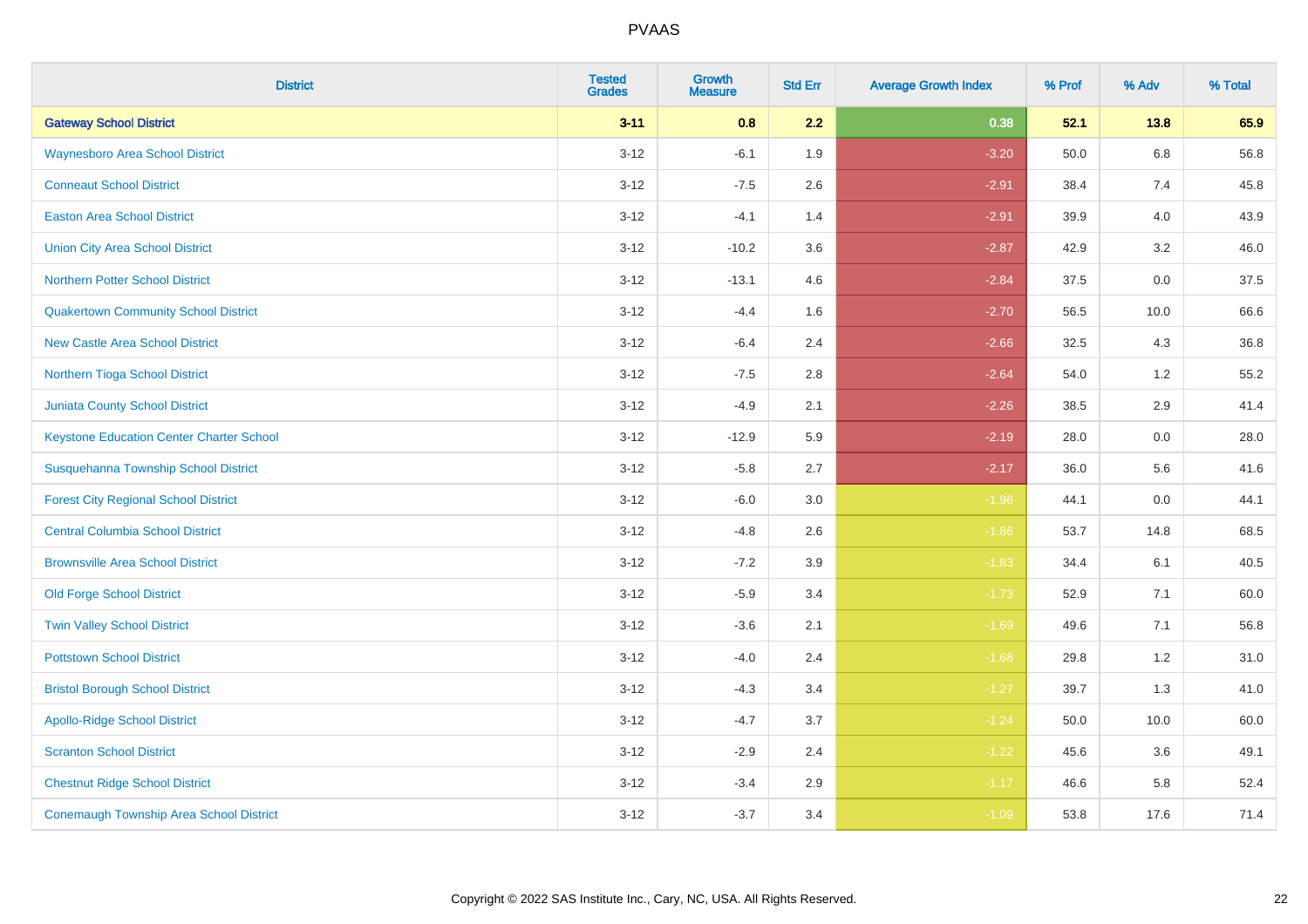# PVAAS

| District | Tested Grades | Growth Measure | Std Err | Average Growth Index | % Prof | % Adv | % Total |
|---|---|---|---|---|---|---|---|
| **Gateway School District** | **3-11** | **0.8** | **2.2** | **0.38** | **52.1** | **13.8** | **65.9** |
| Waynesboro Area School District | 3-12 | -6.1 | 1.9 | -3.20 | 50.0 | 6.8 | 56.8 |
| Conneaut School District | 3-12 | -7.5 | 2.6 | -2.91 | 38.4 | 7.4 | 45.8 |
| Easton Area School District | 3-12 | -4.1 | 1.4 | -2.91 | 39.9 | 4.0 | 43.9 |
| Union City Area School District | 3-12 | -10.2 | 3.6 | -2.87 | 42.9 | 3.2 | 46.0 |
| Northern Potter School District | 3-12 | -13.1 | 4.6 | -2.84 | 37.5 | 0.0 | 37.5 |
| Quakertown Community School District | 3-12 | -4.4 | 1.6 | -2.70 | 56.5 | 10.0 | 66.6 |
| New Castle Area School District | 3-12 | -6.4 | 2.4 | -2.66 | 32.5 | 4.3 | 36.8 |
| Northern Tioga School District | 3-12 | -7.5 | 2.8 | -2.64 | 54.0 | 1.2 | 55.2 |
| Juniata County School District | 3-12 | -4.9 | 2.1 | -2.26 | 38.5 | 2.9 | 41.4 |
| Keystone Education Center Charter School | 3-12 | -12.9 | 5.9 | -2.19 | 28.0 | 0.0 | 28.0 |
| Susquehanna Township School District | 3-12 | -5.8 | 2.7 | -2.17 | 36.0 | 5.6 | 41.6 |
| Forest City Regional School District | 3-12 | -6.0 | 3.0 | -1.96 | 44.1 | 0.0 | 44.1 |
| Central Columbia School District | 3-12 | -4.8 | 2.6 | -1.86 | 53.7 | 14.8 | 68.5 |
| Brownsville Area School District | 3-12 | -7.2 | 3.9 | -1.83 | 34.4 | 6.1 | 40.5 |
| Old Forge School District | 3-12 | -5.9 | 3.4 | -1.73 | 52.9 | 7.1 | 60.0 |
| Twin Valley School District | 3-12 | -3.6 | 2.1 | -1.69 | 49.6 | 7.1 | 56.8 |
| Pottstown School District | 3-12 | -4.0 | 2.4 | -1.68 | 29.8 | 1.2 | 31.0 |
| Bristol Borough School District | 3-12 | -4.3 | 3.4 | -1.27 | 39.7 | 1.3 | 41.0 |
| Apollo-Ridge School District | 3-12 | -4.7 | 3.7 | -1.24 | 50.0 | 10.0 | 60.0 |
| Scranton School District | 3-12 | -2.9 | 2.4 | -1.22 | 45.6 | 3.6 | 49.1 |
| Chestnut Ridge School District | 3-12 | -3.4 | 2.9 | -1.17 | 46.6 | 5.8 | 52.4 |
| Conemaugh Township Area School District | 3-12 | -3.7 | 3.4 | -1.09 | 53.8 | 17.6 | 71.4 |

Copyright © 2022 SAS Institute Inc., Cary, NC, USA. All Rights Reserved.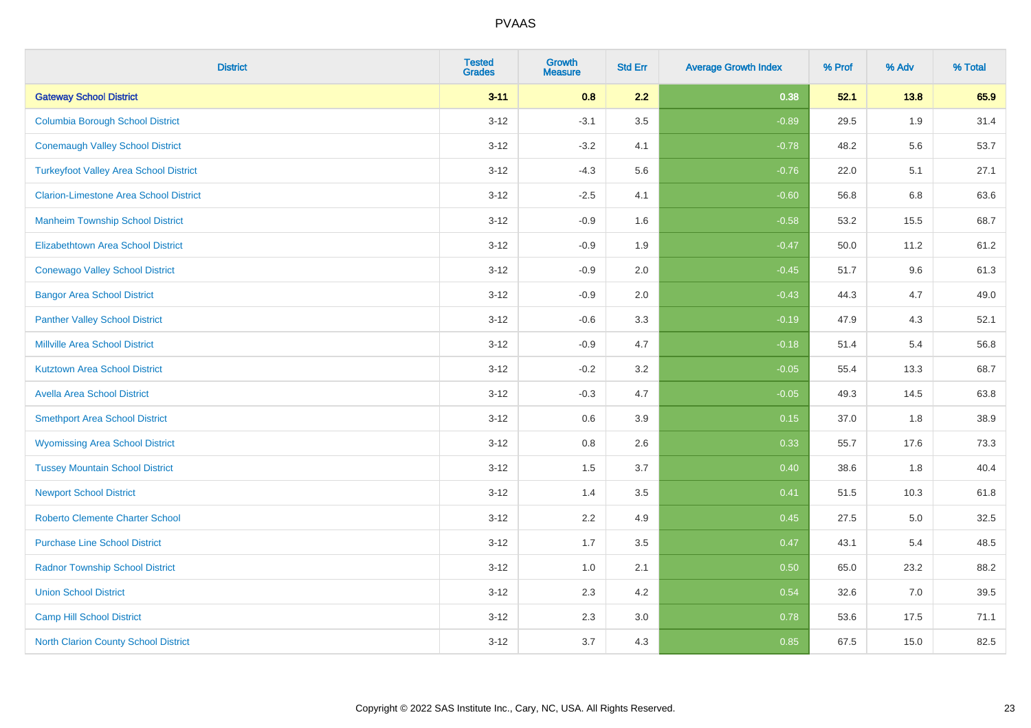| District | Tested Grades | Growth Measure | Std Err | Average Growth Index | % Prof | % Adv | % Total |
|---|---|---|---|---|---|---|---|
| **Gateway School District** | **3-11** | **0.8** | **2.2** | **0.38** | **52.1** | **13.8** | **65.9** |
| Columbia Borough School District | 3-12 | -3.1 | 3.5 | -0.89 | 29.5 | 1.9 | 31.4 |
| Conemaugh Valley School District | 3-12 | -3.2 | 4.1 | -0.78 | 48.2 | 5.6 | 53.7 |
| Turkeyfoot Valley Area School District | 3-12 | -4.3 | 5.6 | -0.76 | 22.0 | 5.1 | 27.1 |
| Clarion-Limestone Area School District | 3-12 | -2.5 | 4.1 | -0.60 | 56.8 | 6.8 | 63.6 |
| Manheim Township School District | 3-12 | -0.9 | 1.6 | -0.58 | 53.2 | 15.5 | 68.7 |
| Elizabethtown Area School District | 3-12 | -0.9 | 1.9 | -0.47 | 50.0 | 11.2 | 61.2 |
| Conewago Valley School District | 3-12 | -0.9 | 2.0 | -0.45 | 51.7 | 9.6 | 61.3 |
| Bangor Area School District | 3-12 | -0.9 | 2.0 | -0.43 | 44.3 | 4.7 | 49.0 |
| Panther Valley School District | 3-12 | -0.6 | 3.3 | -0.19 | 47.9 | 4.3 | 52.1 |
| Millville Area School District | 3-12 | -0.9 | 4.7 | -0.18 | 51.4 | 5.4 | 56.8 |
| Kutztown Area School District | 3-12 | -0.2 | 3.2 | -0.05 | 55.4 | 13.3 | 68.7 |
| Avella Area School District | 3-12 | -0.3 | 4.7 | -0.05 | 49.3 | 14.5 | 63.8 |
| Smethport Area School District | 3-12 | 0.6 | 3.9 | 0.15 | 37.0 | 1.8 | 38.9 |
| Wyomissing Area School District | 3-12 | 0.8 | 2.6 | 0.33 | 55.7 | 17.6 | 73.3 |
| Tussey Mountain School District | 3-12 | 1.5 | 3.7 | 0.40 | 38.6 | 1.8 | 40.4 |
| Newport School District | 3-12 | 1.4 | 3.5 | 0.41 | 51.5 | 10.3 | 61.8 |
| Roberto Clemente Charter School | 3-12 | 2.2 | 4.9 | 0.45 | 27.5 | 5.0 | 32.5 |
| Purchase Line School District | 3-12 | 1.7 | 3.5 | 0.47 | 43.1 | 5.4 | 48.5 |
| Radnor Township School District | 3-12 | 1.0 | 2.1 | 0.50 | 65.0 | 23.2 | 88.2 |
| Union School District | 3-12 | 2.3 | 4.2 | 0.54 | 32.6 | 7.0 | 39.5 |
| Camp Hill School District | 3-12 | 2.3 | 3.0 | 0.78 | 53.6 | 17.5 | 71.1 |
| North Clarion County School District | 3-12 | 3.7 | 4.3 | 0.85 | 67.5 | 15.0 | 82.5 |

Copyright © 2022 SAS Institute Inc., Cary, NC, USA. All Rights Reserved.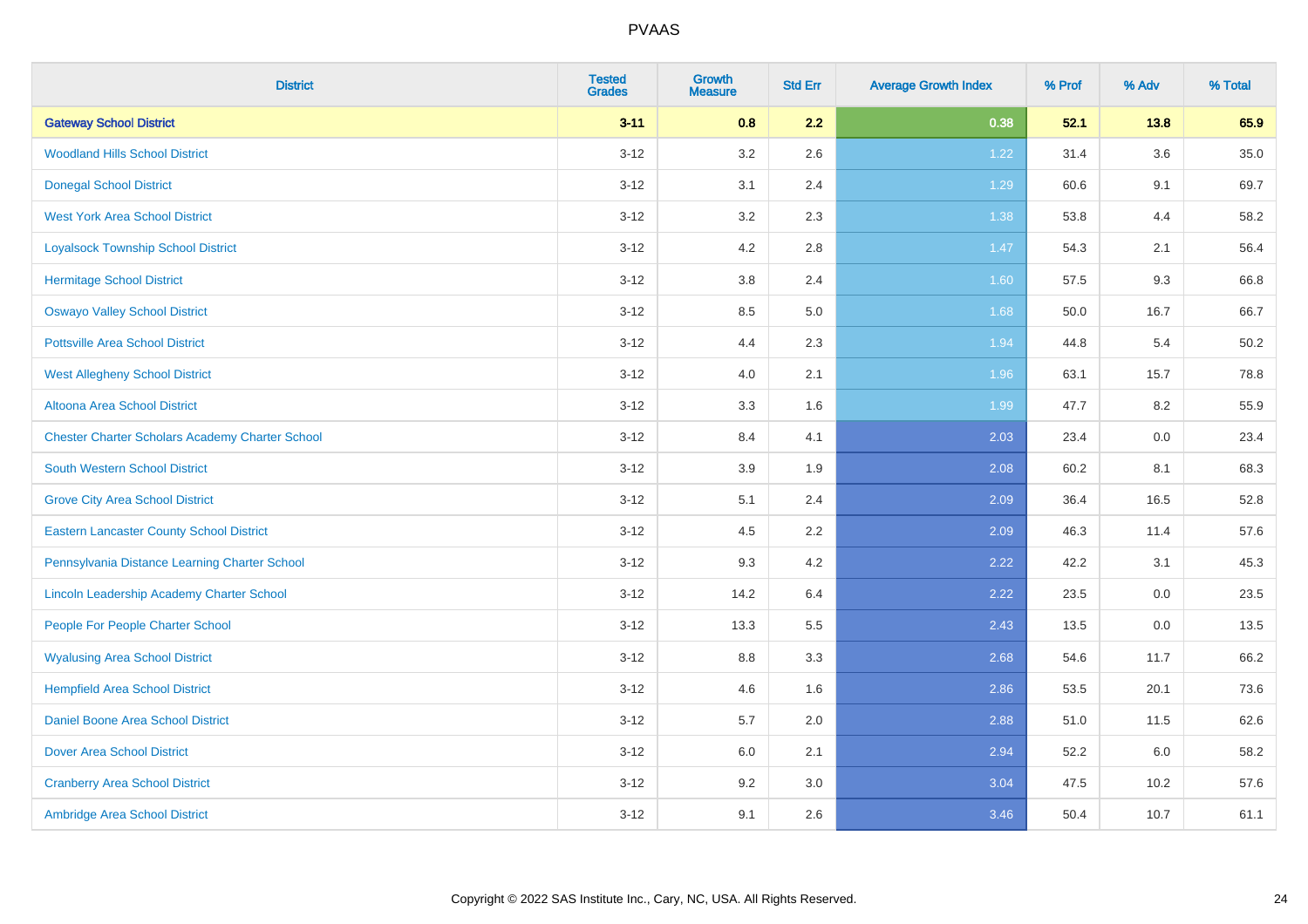| District | Tested Grades | Growth Measure | Std Err | Average Growth Index | % Prof | % Adv | % Total |
|---|---|---|---|---|---|---|---|
| **Gateway School District** | **3-11** | **0.8** | **2.2** | **0.38** | **52.1** | **13.8** | **65.9** |
| Woodland Hills School District | 3-12 | 3.2 | 2.6 | 1.22 | 31.4 | 3.6 | 35.0 |
| Donegal School District | 3-12 | 3.1 | 2.4 | 1.29 | 60.6 | 9.1 | 69.7 |
| West York Area School District | 3-12 | 3.2 | 2.3 | 1.38 | 53.8 | 4.4 | 58.2 |
| Loyalsock Township School District | 3-12 | 4.2 | 2.8 | 1.47 | 54.3 | 2.1 | 56.4 |
| Hermitage School District | 3-12 | 3.8 | 2.4 | 1.60 | 57.5 | 9.3 | 66.8 |
| Oswayo Valley School District | 3-12 | 8.5 | 5.0 | 1.68 | 50.0 | 16.7 | 66.7 |
| Pottsville Area School District | 3-12 | 4.4 | 2.3 | 1.94 | 44.8 | 5.4 | 50.2 |
| West Allegheny School District | 3-12 | 4.0 | 2.1 | 1.96 | 63.1 | 15.7 | 78.8 |
| Altoona Area School District | 3-12 | 3.3 | 1.6 | 1.99 | 47.7 | 8.2 | 55.9 |
| Chester Charter Scholars Academy Charter School | 3-12 | 8.4 | 4.1 | 2.03 | 23.4 | 0.0 | 23.4 |
| South Western School District | 3-12 | 3.9 | 1.9 | 2.08 | 60.2 | 8.1 | 68.3 |
| Grove City Area School District | 3-12 | 5.1 | 2.4 | 2.09 | 36.4 | 16.5 | 52.8 |
| Eastern Lancaster County School District | 3-12 | 4.5 | 2.2 | 2.09 | 46.3 | 11.4 | 57.6 |
| Pennsylvania Distance Learning Charter School | 3-12 | 9.3 | 4.2 | 2.22 | 42.2 | 3.1 | 45.3 |
| Lincoln Leadership Academy Charter School | 3-12 | 14.2 | 6.4 | 2.22 | 23.5 | 0.0 | 23.5 |
| People For People Charter School | 3-12 | 13.3 | 5.5 | 2.43 | 13.5 | 0.0 | 13.5 |
| Wyalusing Area School District | 3-12 | 8.8 | 3.3 | 2.68 | 54.6 | 11.7 | 66.2 |
| Hempfield Area School District | 3-12 | 4.6 | 1.6 | 2.86 | 53.5 | 20.1 | 73.6 |
| Daniel Boone Area School District | 3-12 | 5.7 | 2.0 | 2.88 | 51.0 | 11.5 | 62.6 |
| Dover Area School District | 3-12 | 6.0 | 2.1 | 2.94 | 52.2 | 6.0 | 58.2 |
| Cranberry Area School District | 3-12 | 9.2 | 3.0 | 3.04 | 47.5 | 10.2 | 57.6 |
| Ambridge Area School District | 3-12 | 9.1 | 2.6 | 3.46 | 50.4 | 10.7 | 61.1 |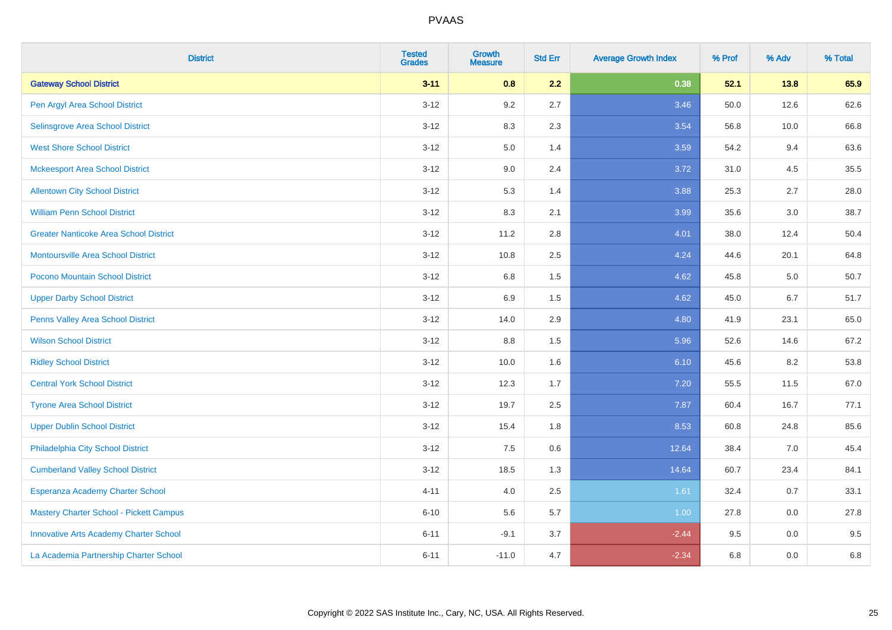| District | Tested Grades | Growth Measure | Std Err | Average Growth Index | % Prof | % Adv | % Total |
|---|---|---|---|---|---|---|---|
| **Gateway School District** | **3-11** | **0.8** | **2.2** | **0.38** | **52.1** | **13.8** | **65.9** |
| Pen Argyl Area School District | 3-12 | 9.2 | 2.7 | 3.46 | 50.0 | 12.6 | 62.6 |
| Selinsgrove Area School District | 3-12 | 8.3 | 2.3 | 3.54 | 56.8 | 10.0 | 66.8 |
| West Shore School District | 3-12 | 5.0 | 1.4 | 3.59 | 54.2 | 9.4 | 63.6 |
| Mckeesport Area School District | 3-12 | 9.0 | 2.4 | 3.72 | 31.0 | 4.5 | 35.5 |
| Allentown City School District | 3-12 | 5.3 | 1.4 | 3.88 | 25.3 | 2.7 | 28.0 |
| William Penn School District | 3-12 | 8.3 | 2.1 | 3.99 | 35.6 | 3.0 | 38.7 |
| Greater Nanticoke Area School District | 3-12 | 11.2 | 2.8 | 4.01 | 38.0 | 12.4 | 50.4 |
| Montoursville Area School District | 3-12 | 10.8 | 2.5 | 4.24 | 44.6 | 20.1 | 64.8 |
| Pocono Mountain School District | 3-12 | 6.8 | 1.5 | 4.62 | 45.8 | 5.0 | 50.7 |
| Upper Darby School District | 3-12 | 6.9 | 1.5 | 4.62 | 45.0 | 6.7 | 51.7 |
| Penns Valley Area School District | 3-12 | 14.0 | 2.9 | 4.80 | 41.9 | 23.1 | 65.0 |
| Wilson School District | 3-12 | 8.8 | 1.5 | 5.96 | 52.6 | 14.6 | 67.2 |
| Ridley School District | 3-12 | 10.0 | 1.6 | 6.10 | 45.6 | 8.2 | 53.8 |
| Central York School District | 3-12 | 12.3 | 1.7 | 7.20 | 55.5 | 11.5 | 67.0 |
| Tyrone Area School District | 3-12 | 19.7 | 2.5 | 7.87 | 60.4 | 16.7 | 77.1 |
| Upper Dublin School District | 3-12 | 15.4 | 1.8 | 8.53 | 60.8 | 24.8 | 85.6 |
| Philadelphia City School District | 3-12 | 7.5 | 0.6 | 12.64 | 38.4 | 7.0 | 45.4 |
| Cumberland Valley School District | 3-12 | 18.5 | 1.3 | 14.64 | 60.7 | 23.4 | 84.1 |
| Esperanza Academy Charter School | 4-11 | 4.0 | 2.5 | 1.61 | 32.4 | 0.7 | 33.1 |
| Mastery Charter School - Pickett Campus | 6-10 | 5.6 | 5.7 | 1.00 | 27.8 | 0.0 | 27.8 |
| Innovative Arts Academy Charter School | 6-11 | -9.1 | 3.7 | -2.44 | 9.5 | 0.0 | 9.5 |
| La Academia Partnership Charter School | 6-11 | -11.0 | 4.7 | -2.34 | 6.8 | 0.0 | 6.8 |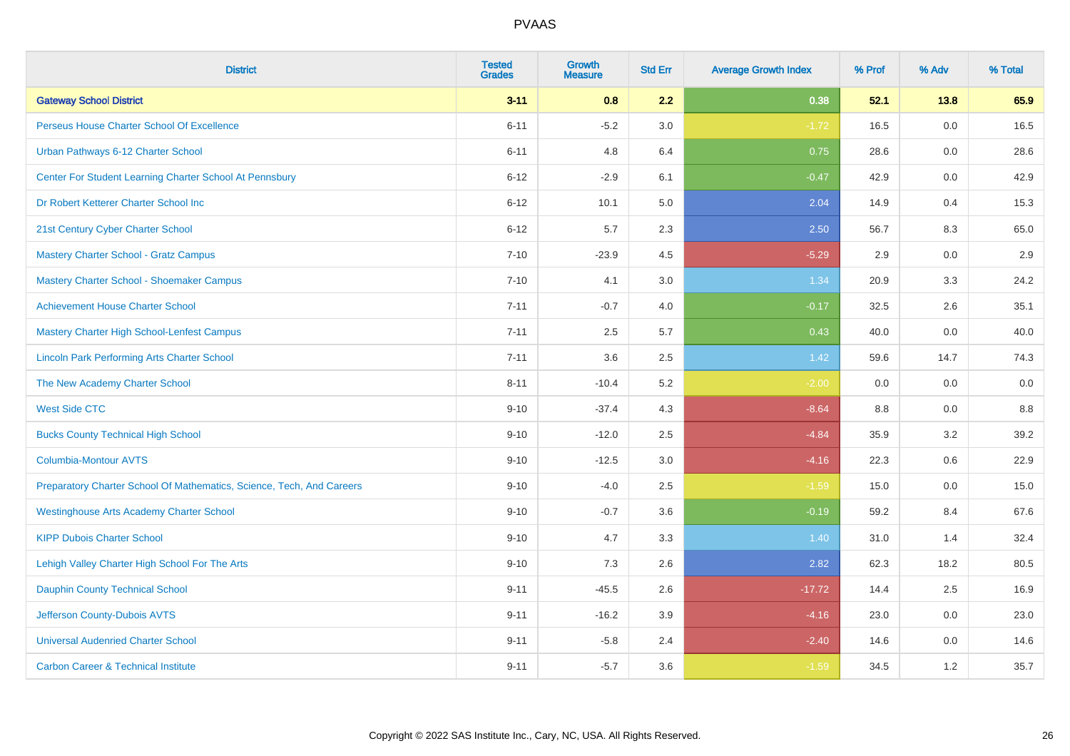# PVAAS

| District | Tested Grades | Growth Measure | Std Err | Average Growth Index | % Prof | % Adv | % Total |
|---|---|---|---|---|---|---|---|
| **Gateway School District** | **3-11** | **0.8** | **2.2** | **0.38** | **52.1** | **13.8** | **65.9** |
| Perseus House Charter School Of Excellence | 6-11 | -5.2 | 3.0 | -1.72 | 16.5 | 0.0 | 16.5 |
| Urban Pathways 6-12 Charter School | 6-11 | 4.8 | 6.4 | 0.75 | 28.6 | 0.0 | 28.6 |
| Center For Student Learning Charter School At Pennsbury | 6-12 | -2.9 | 6.1 | -0.47 | 42.9 | 0.0 | 42.9 |
| Dr Robert Ketterer Charter School Inc | 6-12 | 10.1 | 5.0 | 2.04 | 14.9 | 0.4 | 15.3 |
| 21st Century Cyber Charter School | 6-12 | 5.7 | 2.3 | 2.50 | 56.7 | 8.3 | 65.0 |
| Mastery Charter School - Gratz Campus | 7-10 | -23.9 | 4.5 | -5.29 | 2.9 | 0.0 | 2.9 |
| Mastery Charter School - Shoemaker Campus | 7-10 | 4.1 | 3.0 | 1.34 | 20.9 | 3.3 | 24.2 |
| Achievement House Charter School | 7-11 | -0.7 | 4.0 | -0.17 | 32.5 | 2.6 | 35.1 |
| Mastery Charter High School-Lenfest Campus | 7-11 | 2.5 | 5.7 | 0.43 | 40.0 | 0.0 | 40.0 |
| Lincoln Park Performing Arts Charter School | 7-11 | 3.6 | 2.5 | 1.42 | 59.6 | 14.7 | 74.3 |
| The New Academy Charter School | 8-11 | -10.4 | 5.2 | -2.00 | 0.0 | 0.0 | 0.0 |
| West Side CTC | 9-10 | -37.4 | 4.3 | -8.64 | 8.8 | 0.0 | 8.8 |
| Bucks County Technical High School | 9-10 | -12.0 | 2.5 | -4.84 | 35.9 | 3.2 | 39.2 |
| Columbia-Montour AVTS | 9-10 | -12.5 | 3.0 | -4.16 | 22.3 | 0.6 | 22.9 |
| Preparatory Charter School Of Mathematics, Science, Tech, And Careers | 9-10 | -4.0 | 2.5 | -1.59 | 15.0 | 0.0 | 15.0 |
| Westinghouse Arts Academy Charter School | 9-10 | -0.7 | 3.6 | -0.19 | 59.2 | 8.4 | 67.6 |
| KIPP Dubois Charter School | 9-10 | 4.7 | 3.3 | 1.40 | 31.0 | 1.4 | 32.4 |
| Lehigh Valley Charter High School For The Arts | 9-10 | 7.3 | 2.6 | 2.82 | 62.3 | 18.2 | 80.5 |
| Dauphin County Technical School | 9-11 | -45.5 | 2.6 | -17.72 | 14.4 | 2.5 | 16.9 |
| Jefferson County-Dubois AVTS | 9-11 | -16.2 | 3.9 | -4.16 | 23.0 | 0.0 | 23.0 |
| Universal Audenried Charter School | 9-11 | -5.8 | 2.4 | -2.40 | 14.6 | 0.0 | 14.6 |
| Carbon Career & Technical Institute | 9-11 | -5.7 | 3.6 | -1.59 | 34.5 | 1.2 | 35.7 |

Copyright © 2022 SAS Institute Inc., Cary, NC, USA. All Rights Reserved.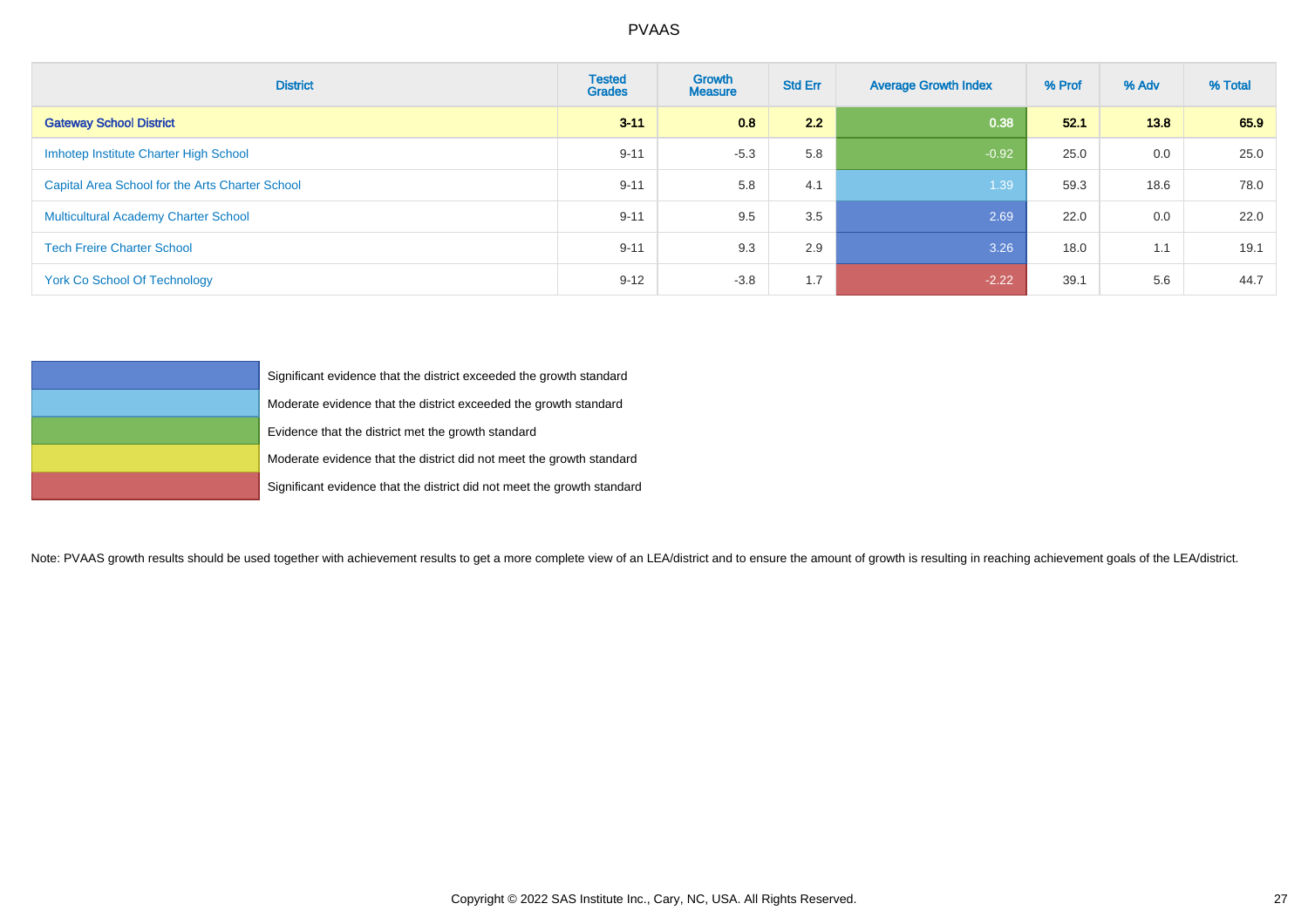# PVAAS

| District | Tested Grades | Growth Measure | Std Err | Average Growth Index | % Prof | % Adv | % Total |
|---|---|---|---|---|---|---|---|
| **Gateway School District** | **3-11** | **0.8** | **2.2** | **0.38** | **52.1** | **13.8** | **65.9** |
| Imhotep Institute Charter High School | 9-11 | -5.3 | 5.8 | -0.92 | 25.0 | 0.0 | 25.0 |
| Capital Area School for the Arts Charter School | 9-11 | 5.8 | 4.1 | 1.39 | 59.3 | 18.6 | 78.0 |
| Multicultural Academy Charter School | 9-11 | 9.5 | 3.5 | 2.69 | 22.0 | 0.0 | 22.0 |
| Tech Freire Charter School | 9-11 | 9.3 | 2.9 | 3.26 | 18.0 | 1.1 | 19.1 |
| York Co School Of Technology | 9-12 | -3.8 | 1.7 | -2.22 | 39.1 | 5.6 | 44.7 |

Significant evidence that the district exceeded the growth standard

Moderate evidence that the district exceeded the growth standard

Evidence that the district met the growth standard

Moderate evidence that the district did not meet the growth standard

Significant evidence that the district did not meet the growth standard

Note: PVAAS growth results should be used together with achievement results to get a more complete view of an LEA/district and to ensure the amount of growth is resulting in reaching achievement goals of the LEA/district.

Copyright © 2022 SAS Institute Inc., Cary, NC, USA. All Rights Reserved.